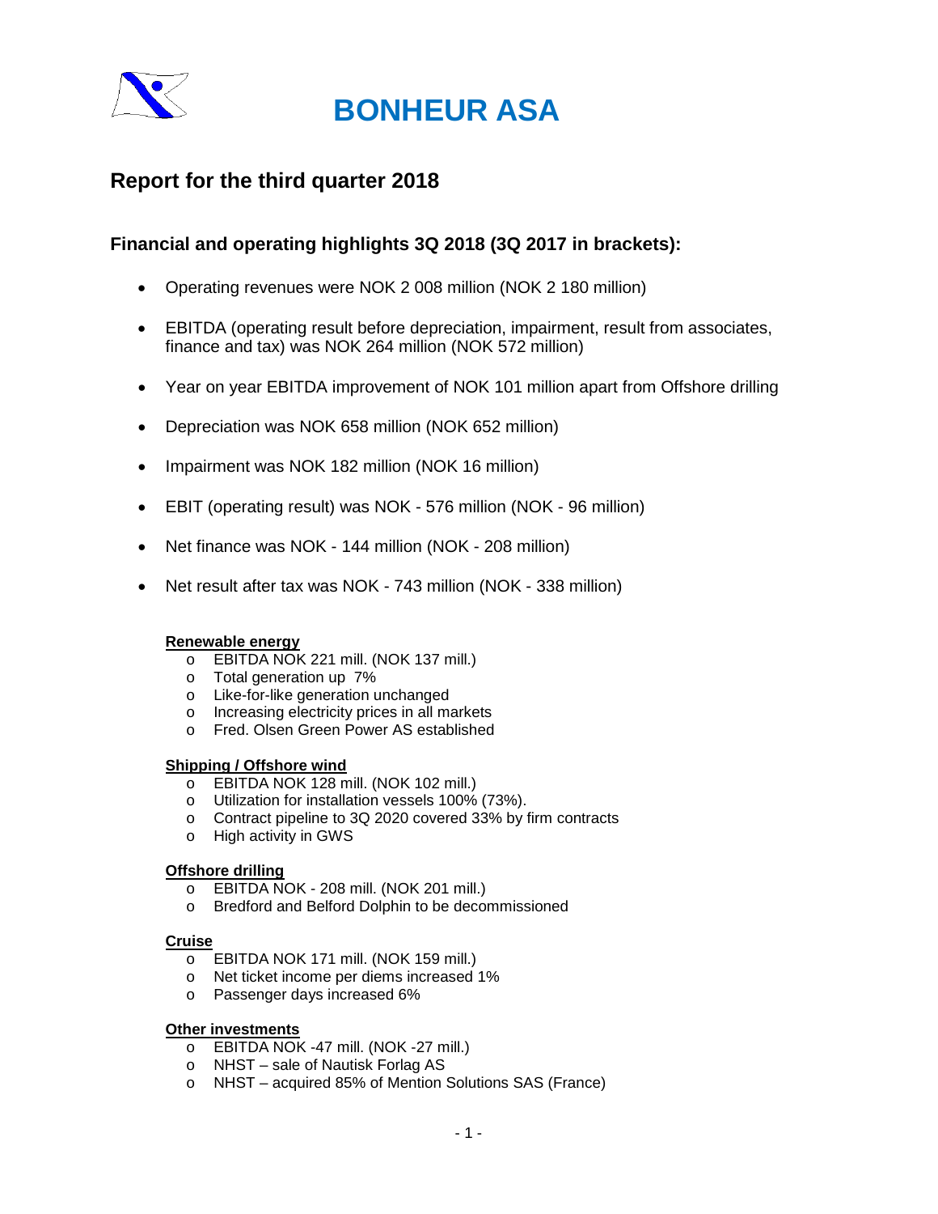# BONHEUR ASA

## Report for the third quarter 2018

### Financial and operating highlights 3Q 2018 (3Q 2017 in brackets):

- Operating revenues were NOK 2 008 million (NOK 2 180 million)
- EBITDA (operating result before depreciation, impairment, result from associates, finance and tax) was NOK 264 million (NOK 572 million)
- Year on year EBITDA improvement of NOK 101 million apart from Offshore drilling
- Depreciation was NOK 658 million (NOK 652 million)
- Impairment was NOK 182 million (NOK 16 million)
- EBIT (operating result) was NOK - 576 million (NOK - 96 million)
- Net finance was NOK - 144 million (NOK - 208 million)
- Net result after tax was NOK - 743 million (NOK - 338 million)

**Renewable energy**

- EBITDA NOK 221 mill. (NOK 137 mill.)
- Total generation up 7%
- Like-for-like generation unchanged
- Increasing electricity prices in all markets
- Fred. Olsen Green Power AS established

**Shipping / Offshore wind**

- EBITDA NOK 128 mill. (NOK 102 mill.)
- Utilization for installation vessels 100% (73%).
- Contract pipeline to 3Q 2020 covered 33% by firm contracts
- High activity in GWS

**Offshore drilling**

- EBITDA NOK - 208 mill. (NOK 201 mill.)
- Bredford and Belford Dolphin to be decommissioned

**Cruise**

- EBITDA NOK 171 mill. (NOK 159 mill.)
- Net ticket income per diems increased 1%
- Passenger days increased 6%

**Other investments**

- EBITDA NOK -47 mill. (NOK -27 mill.)
- NHST – sale of Nautisk Forlag AS
- NHST – acquired 85% of Mention Solutions SAS (France)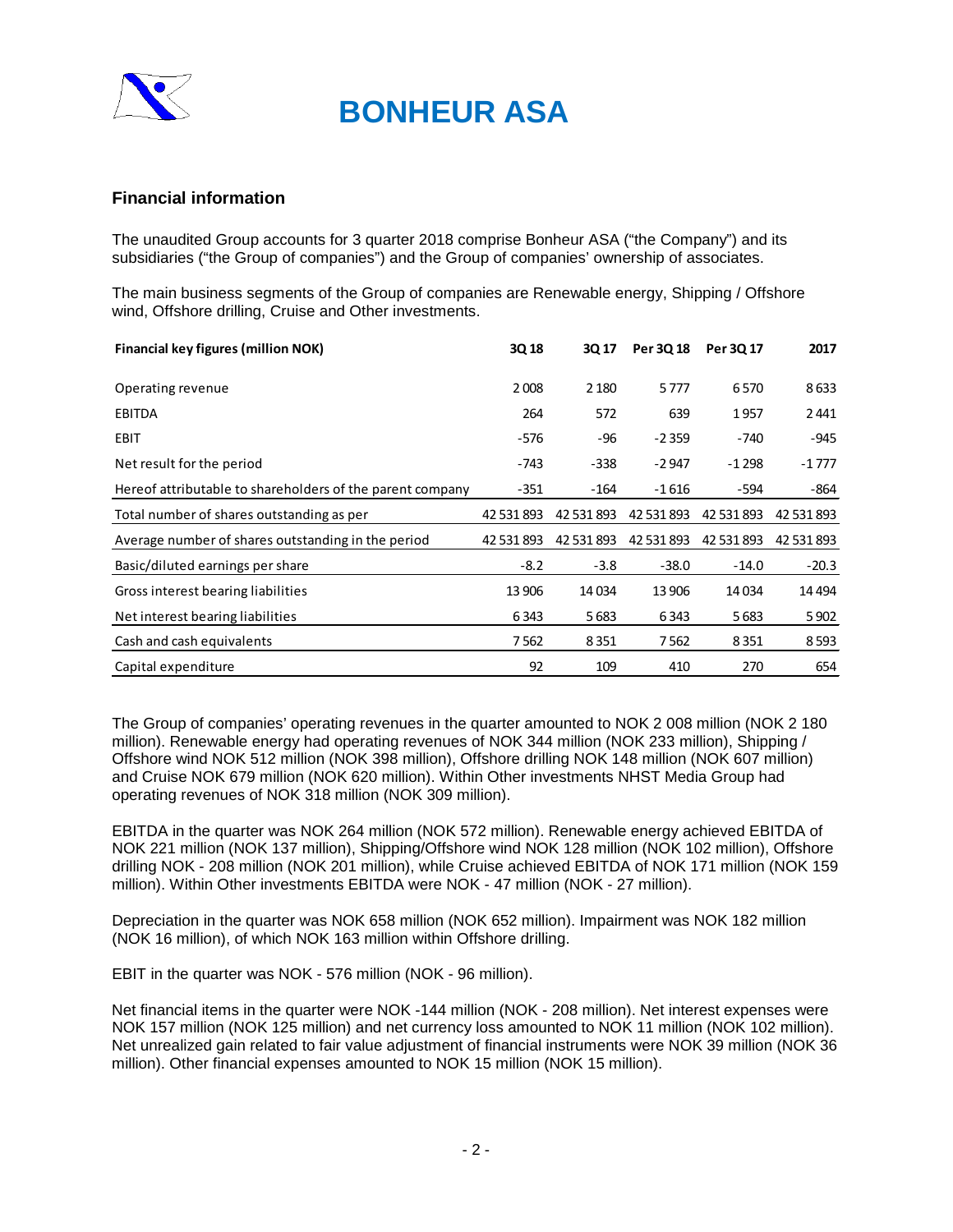# BONHEUR ASA

## Financial information

The unaudited Group accounts for 3 quarter 2018 comprise Bonheur ASA ("the Company") and its subsidiaries ("the Group of companies") and the Group of companies' ownership of associates.

The main business segments of the Group of companies are Renewable energy, Shipping / Offshore wind, Offshore drilling, Cruise and Other investments.

| Financial key figures (million NOK) | 3Q 18 | 3Q 17 | Per 3Q 18 | Per 3Q 17 | 2017 |
|---|---|---|---|---|---|
| Operating revenue | 2 008 | 2 180 | 5 777 | 6 570 | 8 633 |
| EBITDA | 264 | 572 | 639 | 1 957 | 2 441 |
| EBIT | -576 | -96 | -2 359 | -740 | -945 |
| Net result for the period | -743 | -338 | -2 947 | -1 298 | -1 777 |
| Hereof attributable to shareholders of the parent company | -351 | -164 | -1 616 | -594 | -864 |
| Total number of shares outstanding as per | 42 531 893 | 42 531 893 | 42 531 893 | 42 531 893 | 42 531 893 |
| Average number of shares outstanding in the period | 42 531 893 | 42 531 893 | 42 531 893 | 42 531 893 | 42 531 893 |
| Basic/diluted earnings per share | -8.2 | -3.8 | -38.0 | -14.0 | -20.3 |
| Gross interest bearing liabilities | 13 906 | 14 034 | 13 906 | 14 034 | 14 494 |
| Net interest bearing liabilities | 6 343 | 5 683 | 6 343 | 5 683 | 5 902 |
| Cash and cash equivalents | 7 562 | 8 351 | 7 562 | 8 351 | 8 593 |
| Capital expenditure | 92 | 109 | 410 | 270 | 654 |

The Group of companies' operating revenues in the quarter amounted to NOK 2 008 million (NOK 2 180 million). Renewable energy had operating revenues of NOK 344 million (NOK 233 million), Shipping / Offshore wind NOK 512 million (NOK 398 million), Offshore drilling NOK 148 million (NOK 607 million) and Cruise NOK 679 million (NOK 620 million). Within Other investments NHST Media Group had operating revenues of NOK 318 million (NOK 309 million).

EBITDA in the quarter was NOK 264 million (NOK 572 million). Renewable energy achieved EBITDA of NOK 221 million (NOK 137 million), Shipping/Offshore wind NOK 128 million (NOK 102 million), Offshore drilling NOK - 208 million (NOK 201 million), while Cruise achieved EBITDA of NOK 171 million (NOK 159 million). Within Other investments EBITDA were NOK - 47 million (NOK - 27 million).

Depreciation in the quarter was NOK 658 million (NOK 652 million). Impairment was NOK 182 million (NOK 16 million), of which NOK 163 million within Offshore drilling.

EBIT in the quarter was NOK - 576 million (NOK - 96 million).

Net financial items in the quarter were NOK -144 million (NOK - 208 million). Net interest expenses were NOK 157 million (NOK 125 million) and net currency loss amounted to NOK 11 million (NOK 102 million). Net unrealized gain related to fair value adjustment of financial instruments were NOK 39 million (NOK 36 million). Other financial expenses amounted to NOK 15 million (NOK 15 million).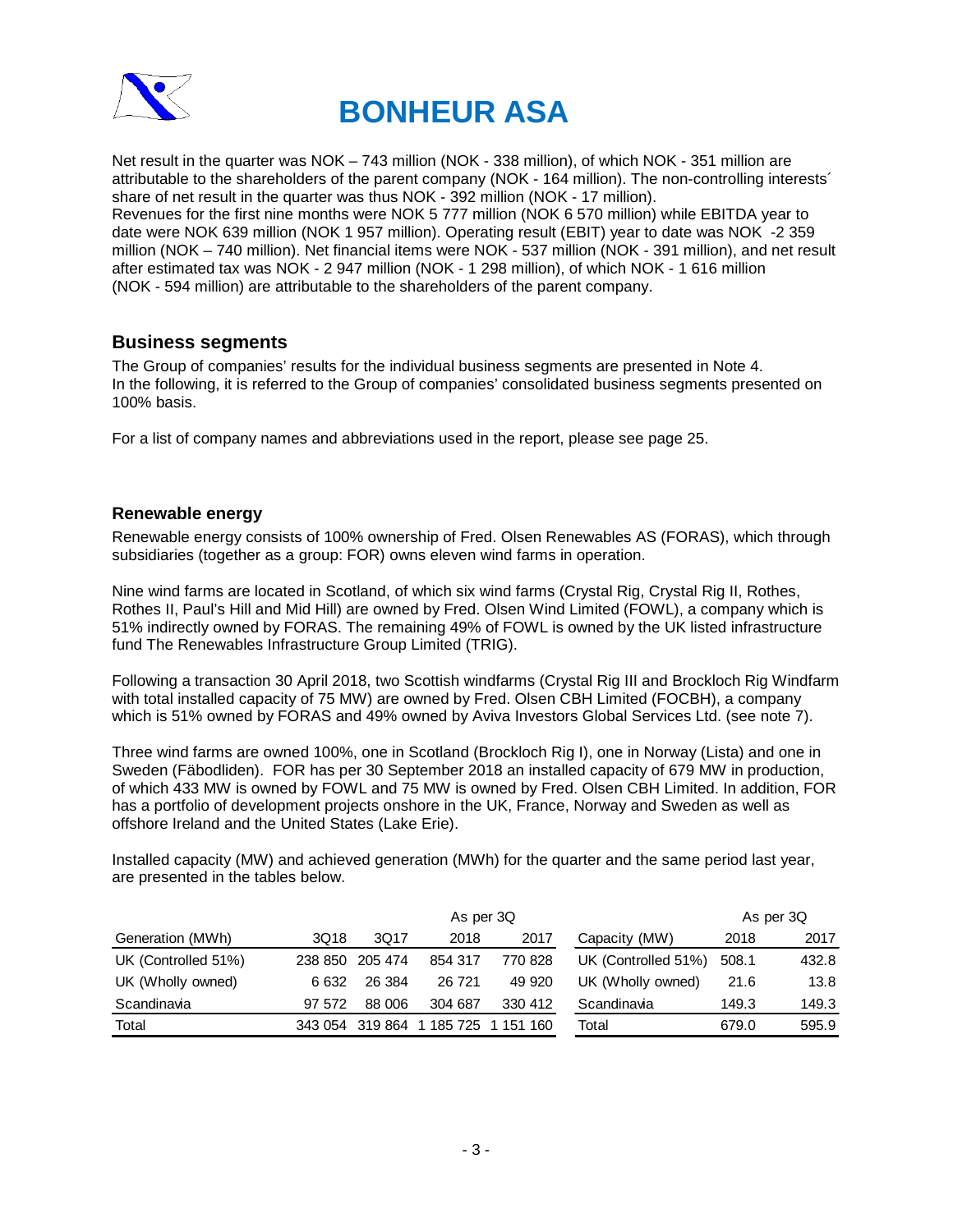# BONHEUR ASA

Net result in the quarter was NOK – 743 million (NOK - 338 million), of which NOK - 351 million are attributable to the shareholders of the parent company (NOK - 164 million). The non-controlling interests´ share of net result in the quarter was thus NOK - 392 million (NOK - 17 million).
Revenues for the first nine months were NOK 5 777 million (NOK 6 570 million) while EBITDA year to date were NOK 639 million (NOK 1 957 million). Operating result (EBIT) year to date was NOK -2 359 million (NOK – 740 million). Net financial items were NOK - 537 million (NOK - 391 million), and net result after estimated tax was NOK - 2 947 million (NOK - 1 298 million), of which NOK - 1 616 million (NOK - 594 million) are attributable to the shareholders of the parent company.

## Business segments

The Group of companies' results for the individual business segments are presented in Note 4.
In the following, it is referred to the Group of companies' consolidated business segments presented on 100% basis.

For a list of company names and abbreviations used in the report, please see page 25.

### Renewable energy

Renewable energy consists of 100% ownership of Fred. Olsen Renewables AS (FORAS), which through subsidiaries (together as a group: FOR) owns eleven wind farms in operation.

Nine wind farms are located in Scotland, of which six wind farms (Crystal Rig, Crystal Rig II, Rothes, Rothes II, Paul's Hill and Mid Hill) are owned by Fred. Olsen Wind Limited (FOWL), a company which is 51% indirectly owned by FORAS. The remaining 49% of FOWL is owned by the UK listed infrastructure fund The Renewables Infrastructure Group Limited (TRIG).

Following a transaction 30 April 2018, two Scottish windfarms (Crystal Rig III and Brockloch Rig Windfarm with total installed capacity of 75 MW) are owned by Fred. Olsen CBH Limited (FOCBH), a company which is 51% owned by FORAS and 49% owned by Aviva Investors Global Services Ltd. (see note 7).

Three wind farms are owned 100%, one in Scotland (Brockloch Rig I), one in Norway (Lista) and one in Sweden (Fäbodliden). FOR has per 30 September 2018 an installed capacity of 679 MW in production, of which 433 MW is owned by FOWL and 75 MW is owned by Fred. Olsen CBH Limited. In addition, FOR has a portfolio of development projects onshore in the UK, France, Norway and Sweden as well as offshore Ireland and the United States (Lake Erie).

Installed capacity (MW) and achieved generation (MWh) for the quarter and the same period last year, are presented in the tables below.

| | | | As per 3Q | |
|---|---|---|---|---|
| Generation (MWh) | 3Q18 | 3Q17 | 2018 | 2017 |
| UK (Controlled 51%) | 238 850 | 205 474 | 854 317 | 770 828 |
| UK (Wholly owned) | 6 632 | 26 384 | 26 721 | 49 920 |
| Scandinavia | 97 572 | 88 006 | 304 687 | 330 412 |
| Total | 343 054 | 319 864 | 1 185 725 | 1 151 160 |

| | As per 3Q | |
|---|---|---|
| Capacity (MW) | 2018 | 2017 |
| UK (Controlled 51%) | 508.1 | 432.8 |
| UK (Wholly owned) | 21.6 | 13.8 |
| Scandinavia | 149.3 | 149.3 |
| Total | 679.0 | 595.9 |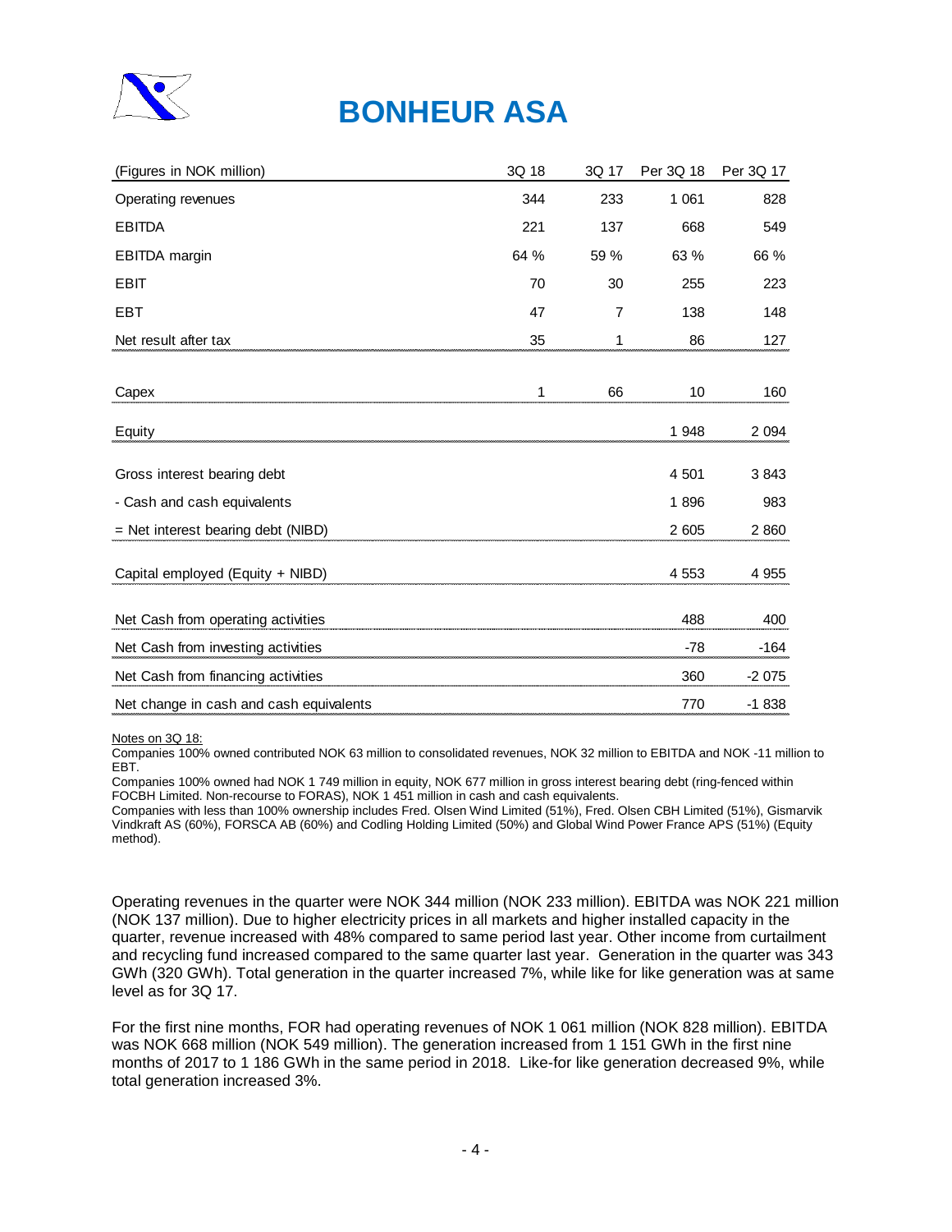# BONHEUR ASA

| (Figures in NOK million) | 3Q 18 | 3Q 17 | Per 3Q 18 | Per 3Q 17 |
|---|---|---|---|---|
| Operating revenues | 344 | 233 | 1 061 | 828 |
| EBITDA | 221 | 137 | 668 | 549 |
| EBITDA margin | 64 % | 59 % | 63 % | 66 % |
| EBIT | 70 | 30 | 255 | 223 |
| EBT | 47 | 7 | 138 | 148 |
| Net result after tax | 35 | 1 | 86 | 127 |
| | | | | |
| Capex | 1 | 66 | 10 | 160 |
| | | | | |
| Equity | | | 1 948 | 2 094 |
| | | | | |
| Gross interest bearing debt | | | 4 501 | 3 843 |
| - Cash and cash equivalents | | | 1 896 | 983 |
| = Net interest bearing debt (NIBD) | | | 2 605 | 2 860 |
| | | | | |
| Capital employed (Equity + NIBD) | | | 4 553 | 4 955 |
| | | | | |
| Net Cash from operating activities | | | 488 | 400 |
| Net Cash from investing activities | | | -78 | -164 |
| Net Cash from financing activities | | | 360 | -2 075 |
| Net change in cash and cash equivalents | | | 770 | -1 838 |

Notes on 3Q 18:

Companies 100% owned contributed NOK 63 million to consolidated revenues, NOK 32 million to EBITDA and NOK -11 million to EBT.

Companies 100% owned had NOK 1 749 million in equity, NOK 677 million in gross interest bearing debt (ring-fenced within FOCBH Limited. Non-recourse to FORAS), NOK 1 451 million in cash and cash equivalents.

Companies with less than 100% ownership includes Fred. Olsen Wind Limited (51%), Fred. Olsen CBH Limited (51%), Gismarvik Vindkraft AS (60%), FORSCA AB (60%) and Codling Holding Limited (50%) and Global Wind Power France APS (51%) (Equity method).

Operating revenues in the quarter were NOK 344 million (NOK 233 million). EBITDA was NOK 221 million (NOK 137 million). Due to higher electricity prices in all markets and higher installed capacity in the quarter, revenue increased with 48% compared to same period last year. Other income from curtailment and recycling fund increased compared to the same quarter last year. Generation in the quarter was 343 GWh (320 GWh). Total generation in the quarter increased 7%, while like for like generation was at same level as for 3Q 17.

For the first nine months, FOR had operating revenues of NOK 1 061 million (NOK 828 million). EBITDA was NOK 668 million (NOK 549 million). The generation increased from 1 151 GWh in the first nine months of 2017 to 1 186 GWh in the same period in 2018. Like-for like generation decreased 9%, while total generation increased 3%.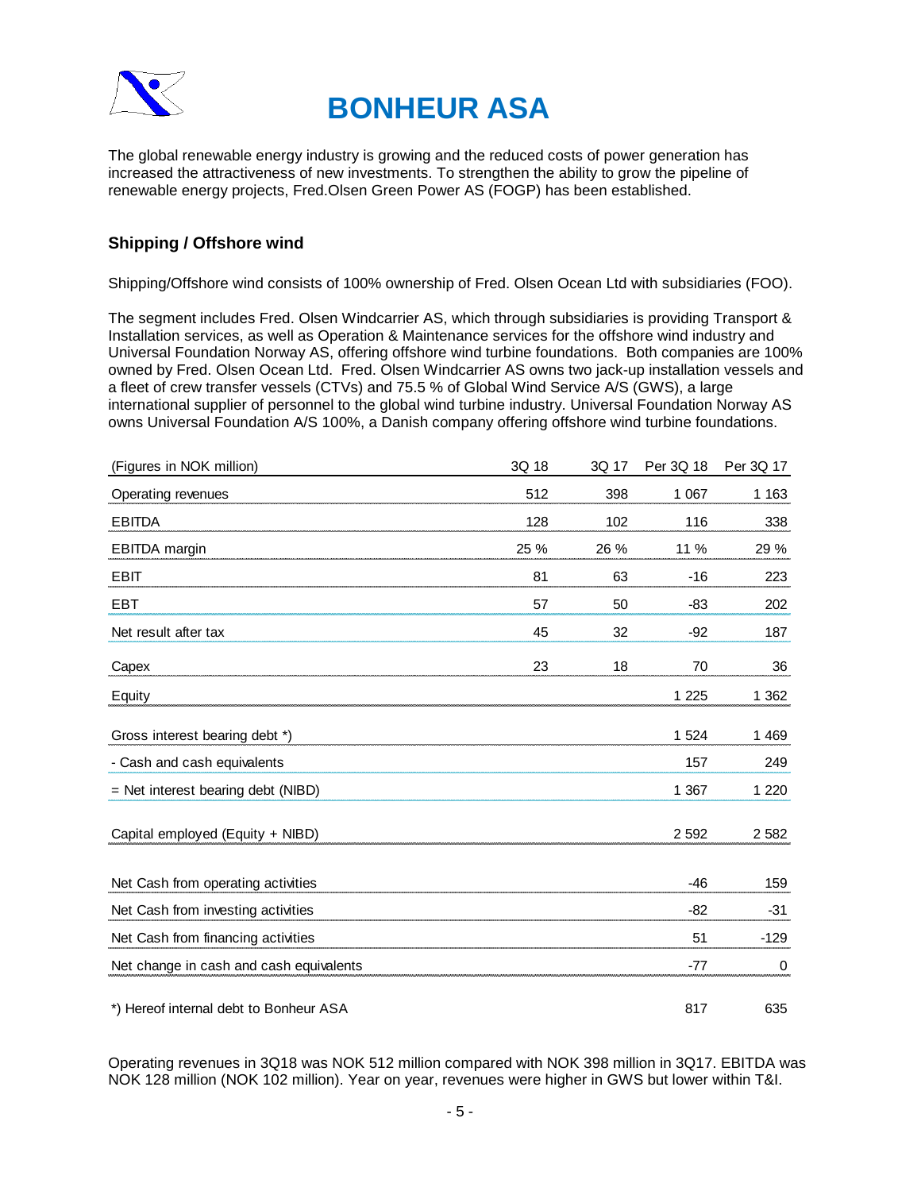# BONHEUR ASA

The global renewable energy industry is growing and the reduced costs of power generation has increased the attractiveness of new investments. To strengthen the ability to grow the pipeline of renewable energy projects, Fred.Olsen Green Power AS (FOGP) has been established.

## Shipping / Offshore wind

Shipping/Offshore wind consists of 100% ownership of Fred. Olsen Ocean Ltd with subsidiaries (FOO).

The segment includes Fred. Olsen Windcarrier AS, which through subsidiaries is providing Transport & Installation services, as well as Operation & Maintenance services for the offshore wind industry and Universal Foundation Norway AS, offering offshore wind turbine foundations. Both companies are 100% owned by Fred. Olsen Ocean Ltd. Fred. Olsen Windcarrier AS owns two jack-up installation vessels and a fleet of crew transfer vessels (CTVs) and 75.5 % of Global Wind Service A/S (GWS), a large international supplier of personnel to the global wind turbine industry. Universal Foundation Norway AS owns Universal Foundation A/S 100%, a Danish company offering offshore wind turbine foundations.

| (Figures in NOK million) | 3Q 18 | 3Q 17 | Per 3Q 18 | Per 3Q 17 |
|---|---|---|---|---|
| Operating revenues | 512 | 398 | 1 067 | 1 163 |
| EBITDA | 128 | 102 | 116 | 338 |
| EBITDA margin | 25 % | 26 % | 11 % | 29 % |
| EBIT | 81 | 63 | -16 | 223 |
| EBT | 57 | 50 | -83 | 202 |
| Net result after tax | 45 | 32 | -92 | 187 |
| Capex | 23 | 18 | 70 | 36 |
| Equity | | | 1 225 | 1 362 |
| Gross interest bearing debt *) | | | 1 524 | 1 469 |
| - Cash and cash equivalents | | | 157 | 249 |
| = Net interest bearing debt (NIBD) | | | 1 367 | 1 220 |
| Capital employed (Equity + NIBD) | | | 2 592 | 2 582 |
| Net Cash from operating activities | | | -46 | 159 |
| Net Cash from investing activities | | | -82 | -31 |
| Net Cash from financing activities | | | 51 | -129 |
| Net change in cash and cash equivalents | | | -77 | 0 |
| *) Hereof internal debt to Bonheur ASA | | | 817 | 635 |

Operating revenues in 3Q18 was NOK 512 million compared with NOK 398 million in 3Q17. EBITDA was NOK 128 million (NOK 102 million). Year on year, revenues were higher in GWS but lower within T&I.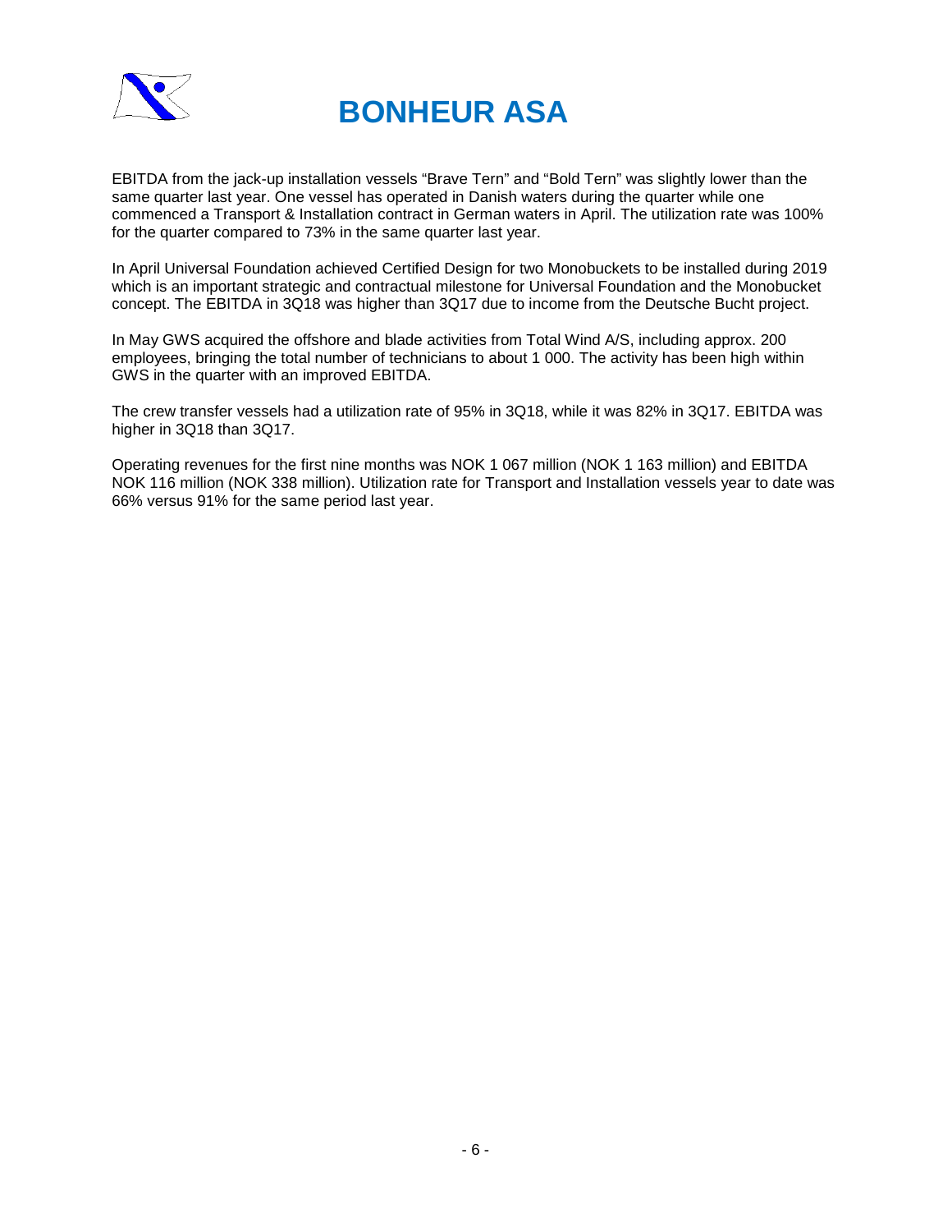EBITDA from the jack-up installation vessels "Brave Tern" and "Bold Tern" was slightly lower than the same quarter last year. One vessel has operated in Danish waters during the quarter while one commenced a Transport & Installation contract in German waters in April. The utilization rate was 100% for the quarter compared to 73% in the same quarter last year.

In April Universal Foundation achieved Certified Design for two Monobuckets to be installed during 2019 which is an important strategic and contractual milestone for Universal Foundation and the Monobucket concept. The EBITDA in 3Q18 was higher than 3Q17 due to income from the Deutsche Bucht project.

In May GWS acquired the offshore and blade activities from Total Wind A/S, including approx. 200 employees, bringing the total number of technicians to about 1 000. The activity has been high within GWS in the quarter with an improved EBITDA.

The crew transfer vessels had a utilization rate of 95% in 3Q18, while it was 82% in 3Q17. EBITDA was higher in 3Q18 than 3Q17.

Operating revenues for the first nine months was NOK 1 067 million (NOK 1 163 million) and EBITDA NOK 116 million (NOK 338 million). Utilization rate for Transport and Installation vessels year to date was 66% versus 91% for the same period last year.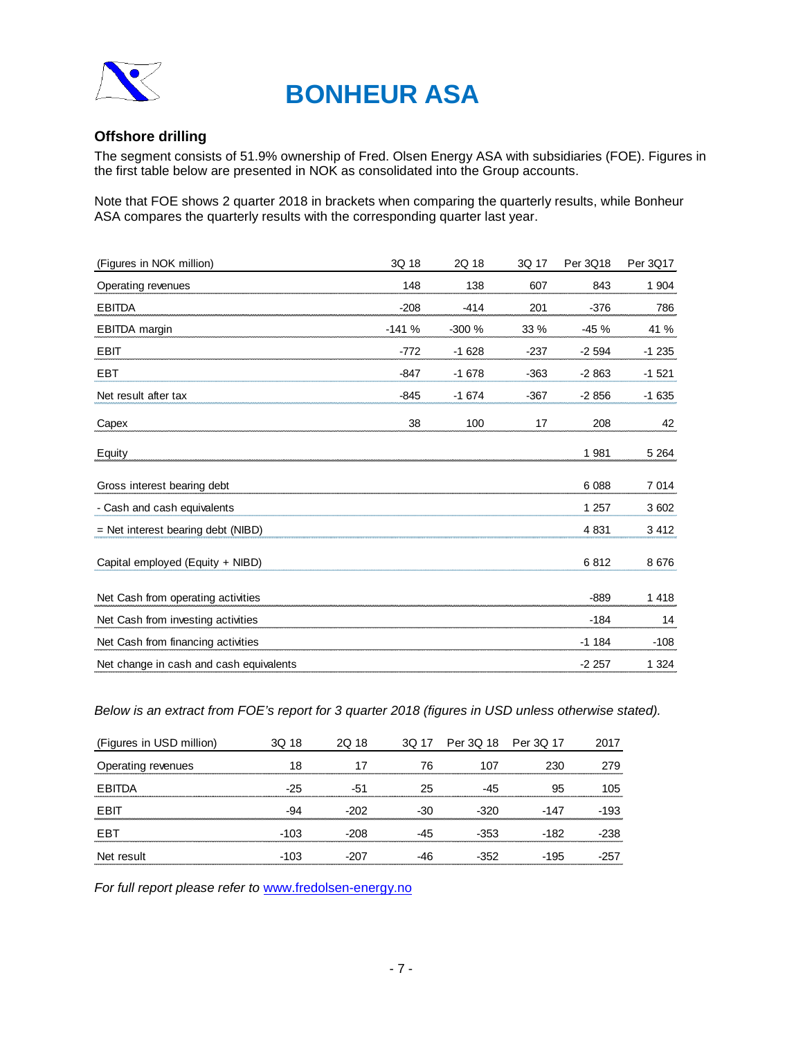# BONHEUR ASA

## Offshore drilling

The segment consists of 51.9% ownership of Fred. Olsen Energy ASA with subsidiaries (FOE). Figures in the first table below are presented in NOK as consolidated into the Group accounts.

Note that FOE shows 2 quarter 2018 in brackets when comparing the quarterly results, while Bonheur ASA compares the quarterly results with the corresponding quarter last year.

| (Figures in NOK million) | 3Q 18 | 2Q 18 | 3Q 17 | Per 3Q18 | Per 3Q17 |
|---|---|---|---|---|---|
| Operating revenues | 148 | 138 | 607 | 843 | 1 904 |
| EBITDA | -208 | -414 | 201 | -376 | 786 |
| EBITDA margin | -141 % | -300 % | 33 % | -45 % | 41 % |
| EBIT | -772 | -1 628 | -237 | -2 594 | -1 235 |
| EBT | -847 | -1 678 | -363 | -2 863 | -1 521 |
| Net result after tax | -845 | -1 674 | -367 | -2 856 | -1 635 |
| Capex | 38 | 100 | 17 | 208 | 42 |
| Equity | | | | 1 981 | 5 264 |
| Gross interest bearing debt | | | | 6 088 | 7 014 |
| - Cash and cash equivalents | | | | 1 257 | 3 602 |
| = Net interest bearing debt (NIBD) | | | | 4 831 | 3 412 |
| Capital employed (Equity + NIBD) | | | | 6 812 | 8 676 |
| Net Cash from operating activities | | | | -889 | 1 418 |
| Net Cash from investing activities | | | | -184 | 14 |
| Net Cash from financing activities | | | | -1 184 | -108 |
| Net change in cash and cash equivalents | | | | -2 257 | 1 324 |

*Below is an extract from FOE's report for 3 quarter 2018 (figures in USD unless otherwise stated).*

| (Figures in USD million) | 3Q 18 | 2Q 18 | 3Q 17 | Per 3Q 18 | Per 3Q 17 | 2017 |
|---|---|---|---|---|---|---|
| Operating revenues | 18 | 17 | 76 | 107 | 230 | 279 |
| EBITDA | -25 | -51 | 25 | -45 | 95 | 105 |
| EBIT | -94 | -202 | -30 | -320 | -147 | -193 |
| EBT | -103 | -208 | -45 | -353 | -182 | -238 |
| Net result | -103 | -207 | -46 | -352 | -195 | -257 |

*For full report please refer to [www.fredolsen-energy.no](http://www.fredolsen-energy.no)*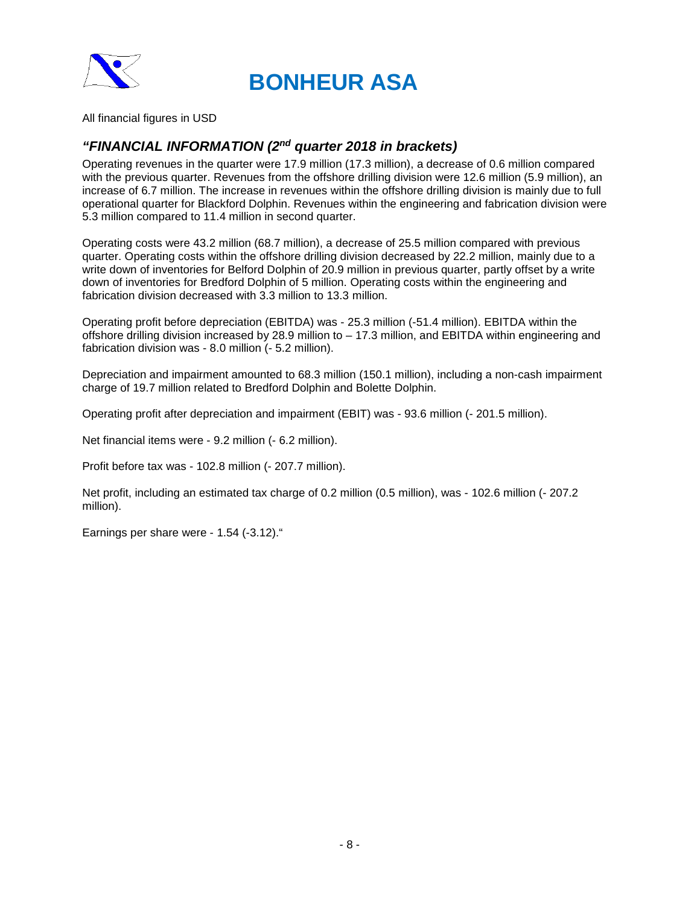# BONHEUR ASA

All financial figures in USD

### *"FINANCIAL INFORMATION (2nd quarter 2018 in brackets)*

Operating revenues in the quarter were 17.9 million (17.3 million), a decrease of 0.6 million compared with the previous quarter. Revenues from the offshore drilling division were 12.6 million (5.9 million), an increase of 6.7 million. The increase in revenues within the offshore drilling division is mainly due to full operational quarter for Blackford Dolphin. Revenues within the engineering and fabrication division were 5.3 million compared to 11.4 million in second quarter.

Operating costs were 43.2 million (68.7 million), a decrease of 25.5 million compared with previous quarter. Operating costs within the offshore drilling division decreased by 22.2 million, mainly due to a write down of inventories for Belford Dolphin of 20.9 million in previous quarter, partly offset by a write down of inventories for Bredford Dolphin of 5 million. Operating costs within the engineering and fabrication division decreased with 3.3 million to 13.3 million.

Operating profit before depreciation (EBITDA) was - 25.3 million (-51.4 million). EBITDA within the offshore drilling division increased by 28.9 million to – 17.3 million, and EBITDA within engineering and fabrication division was - 8.0 million (- 5.2 million).

Depreciation and impairment amounted to 68.3 million (150.1 million), including a non-cash impairment charge of 19.7 million related to Bredford Dolphin and Bolette Dolphin.

Operating profit after depreciation and impairment (EBIT) was - 93.6 million (- 201.5 million).

Net financial items were - 9.2 million (- 6.2 million).

Profit before tax was - 102.8 million (- 207.7 million).

Net profit, including an estimated tax charge of 0.2 million (0.5 million), was - 102.6 million (- 207.2 million).

Earnings per share were - 1.54 (-3.12)."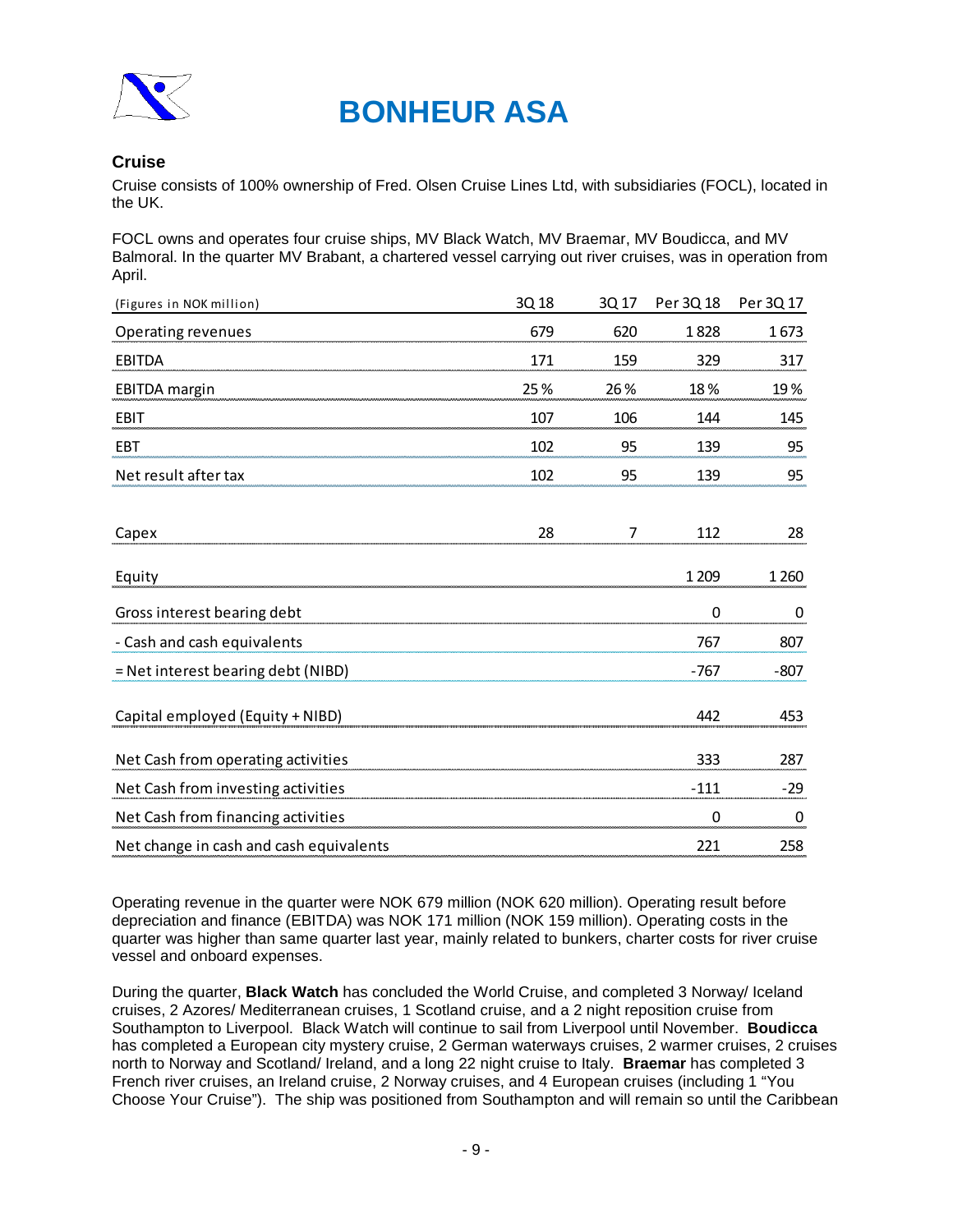## Cruise

Cruise consists of 100% ownership of Fred. Olsen Cruise Lines Ltd, with subsidiaries (FOCL), located in the UK.

FOCL owns and operates four cruise ships, MV Black Watch, MV Braemar, MV Boudicca, and MV Balmoral. In the quarter MV Brabant, a chartered vessel carrying out river cruises, was in operation from April.

| (Figures in NOK million) | 3Q 18 | 3Q 17 | Per 3Q 18 | Per 3Q 17 |
|---|---|---|---|---|
| Operating revenues | 679 | 620 | 1 828 | 1 673 |
| EBITDA | 171 | 159 | 329 | 317 |
| EBITDA margin | 25 % | 26 % | 18 % | 19 % |
| EBIT | 107 | 106 | 144 | 145 |
| EBT | 102 | 95 | 139 | 95 |
| Net result after tax | 102 | 95 | 139 | 95 |
| | | | | |
| Capex | 28 | 7 | 112 | 28 |
| | | | | |
| Equity | | | 1 209 | 1 260 |
| | | | | |
| Gross interest bearing debt | | | 0 | 0 |
| - Cash and cash equivalents | | | 767 | 807 |
| = Net interest bearing debt (NIBD) | | | -767 | -807 |
| | | | | |
| Capital employed (Equity + NIBD) | | | 442 | 453 |
| | | | | |
| Net Cash from operating activities | | | 333 | 287 |
| Net Cash from investing activities | | | -111 | -29 |
| Net Cash from financing activities | | | 0 | 0 |
| Net change in cash and cash equivalents | | | 221 | 258 |

Operating revenue in the quarter were NOK 679 million (NOK 620 million). Operating result before depreciation and finance (EBITDA) was NOK 171 million (NOK 159 million). Operating costs in the quarter was higher than same quarter last year, mainly related to bunkers, charter costs for river cruise vessel and onboard expenses.

During the quarter, **Black Watch** has concluded the World Cruise, and completed 3 Norway/ Iceland cruises, 2 Azores/ Mediterranean cruises, 1 Scotland cruise, and a 2 night reposition cruise from Southampton to Liverpool. Black Watch will continue to sail from Liverpool until November. **Boudicca** has completed a European city mystery cruise, 2 German waterways cruises, 2 warmer cruises, 2 cruises north to Norway and Scotland/ Ireland, and a long 22 night cruise to Italy. **Braemar** has completed 3 French river cruises, an Ireland cruise, 2 Norway cruises, and 4 European cruises (including 1 "You Choose Your Cruise"). The ship was positioned from Southampton and will remain so until the Caribbean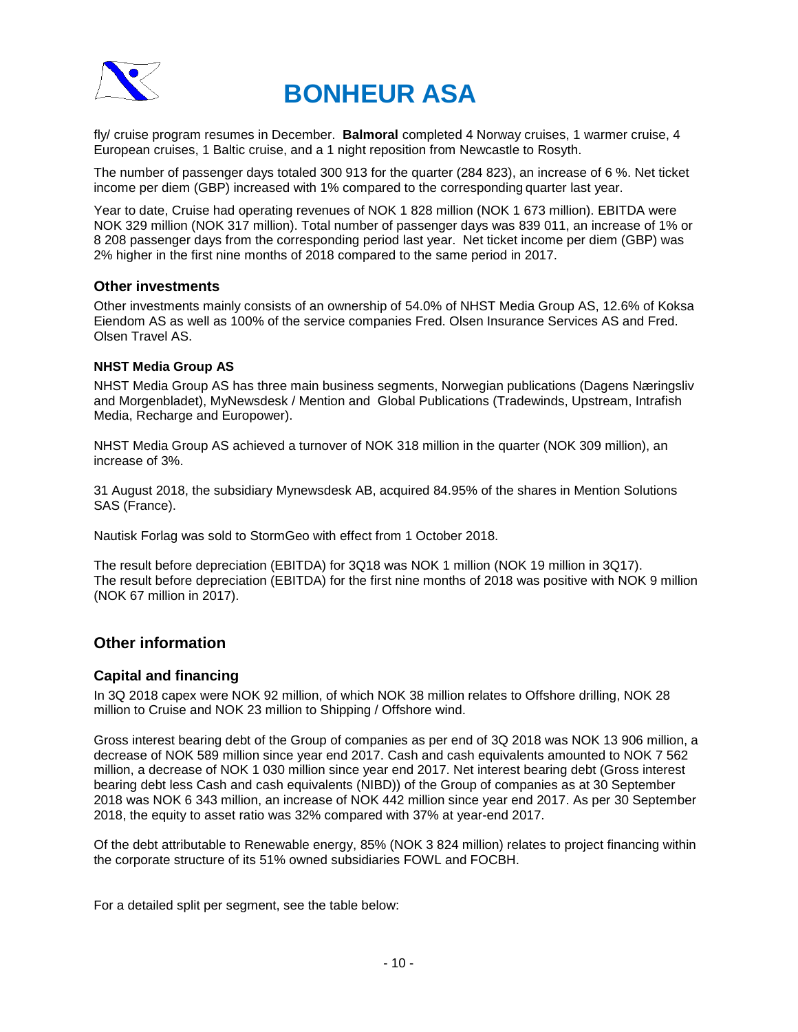fly/ cruise program resumes in December. **Balmoral** completed 4 Norway cruises, 1 warmer cruise, 4 European cruises, 1 Baltic cruise, and a 1 night reposition from Newcastle to Rosyth.

The number of passenger days totaled 300 913 for the quarter (284 823), an increase of 6 %. Net ticket income per diem (GBP) increased with 1% compared to the corresponding quarter last year.

Year to date, Cruise had operating revenues of NOK 1 828 million (NOK 1 673 million). EBITDA were NOK 329 million (NOK 317 million). Total number of passenger days was 839 011, an increase of 1% or 8 208 passenger days from the corresponding period last year. Net ticket income per diem (GBP) was 2% higher in the first nine months of 2018 compared to the same period in 2017.

### Other investments

Other investments mainly consists of an ownership of 54.0% of NHST Media Group AS, 12.6% of Koksa Eiendom AS as well as 100% of the service companies Fred. Olsen Insurance Services AS and Fred. Olsen Travel AS.

#### NHST Media Group AS

NHST Media Group AS has three main business segments, Norwegian publications (Dagens Næringsliv and Morgenbladet), MyNewsdesk / Mention and Global Publications (Tradewinds, Upstream, Intrafish Media, Recharge and Europower).

NHST Media Group AS achieved a turnover of NOK 318 million in the quarter (NOK 309 million), an increase of 3%.

31 August 2018, the subsidiary Mynewsdesk AB, acquired 84.95% of the shares in Mention Solutions SAS (France).

Nautisk Forlag was sold to StormGeo with effect from 1 October 2018.

The result before depreciation (EBITDA) for 3Q18 was NOK 1 million (NOK 19 million in 3Q17).
The result before depreciation (EBITDA) for the first nine months of 2018 was positive with NOK 9 million (NOK 67 million in 2017).

## Other information

### Capital and financing

In 3Q 2018 capex were NOK 92 million, of which NOK 38 million relates to Offshore drilling, NOK 28 million to Cruise and NOK 23 million to Shipping / Offshore wind.

Gross interest bearing debt of the Group of companies as per end of 3Q 2018 was NOK 13 906 million, a decrease of NOK 589 million since year end 2017. Cash and cash equivalents amounted to NOK 7 562 million, a decrease of NOK 1 030 million since year end 2017. Net interest bearing debt (Gross interest bearing debt less Cash and cash equivalents (NIBD)) of the Group of companies as at 30 September 2018 was NOK 6 343 million, an increase of NOK 442 million since year end 2017. As per 30 September 2018, the equity to asset ratio was 32% compared with 37% at year-end 2017.

Of the debt attributable to Renewable energy, 85% (NOK 3 824 million) relates to project financing within the corporate structure of its 51% owned subsidiaries FOWL and FOCBH.

For a detailed split per segment, see the table below: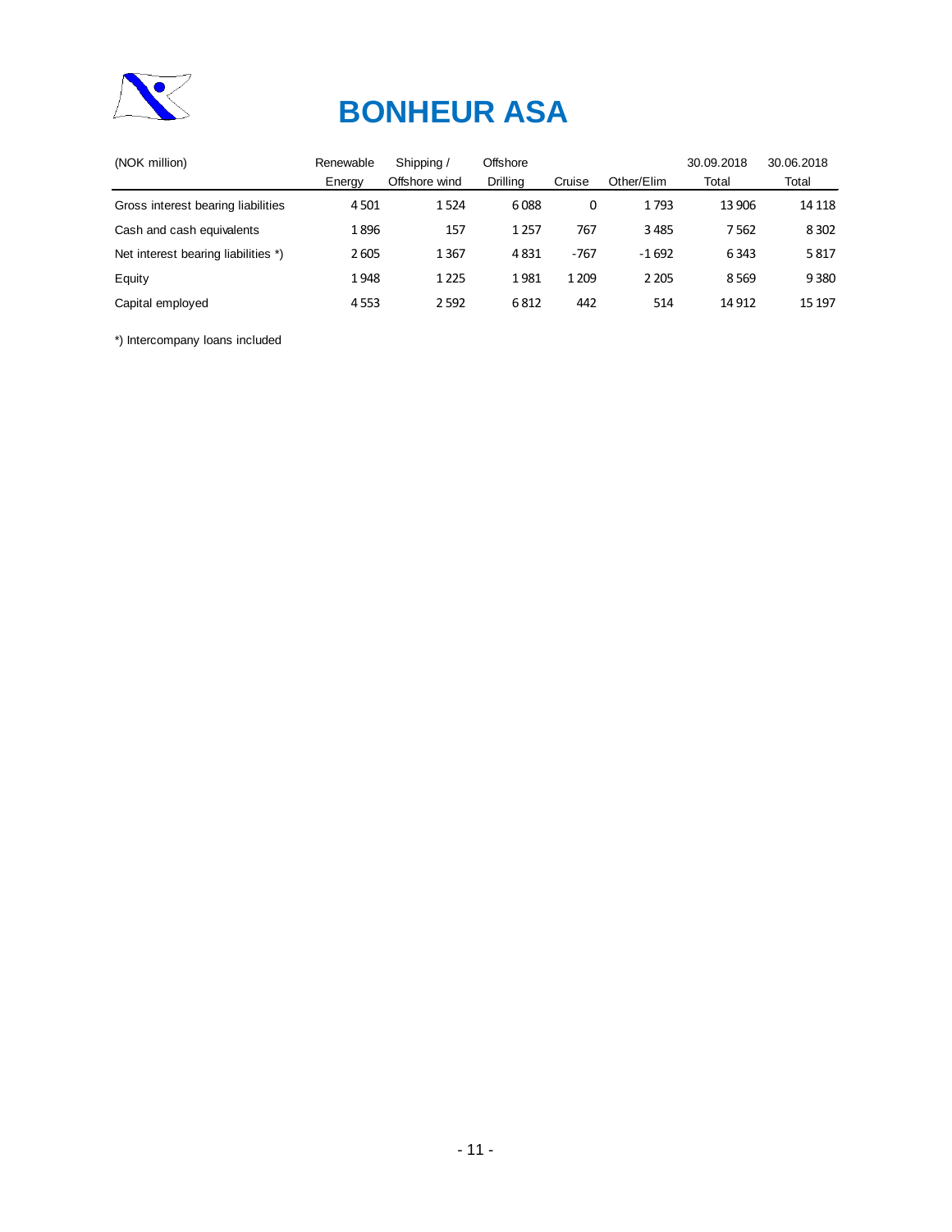# BONHEUR ASA

| (NOK million) | Renewable Energy | Shipping / Offshore wind | Offshore Drilling | Cruise | Other/Elim | 30.09.2018 Total | 30.06.2018 Total |
|---|---|---|---|---|---|---|---|
| Gross interest bearing liabilities | 4 501 | 1 524 | 6 088 | 0 | 1 793 | 13 906 | 14 118 |
| Cash and cash equivalents | 1 896 | 157 | 1 257 | 767 | 3 485 | 7 562 | 8 302 |
| Net interest bearing liabilities *) | 2 605 | 1 367 | 4 831 | -767 | -1 692 | 6 343 | 5 817 |
| Equity | 1 948 | 1 225 | 1 981 | 1 209 | 2 205 | 8 569 | 9 380 |
| Capital employed | 4 553 | 2 592 | 6 812 | 442 | 514 | 14 912 | 15 197 |

*) Intercompany loans included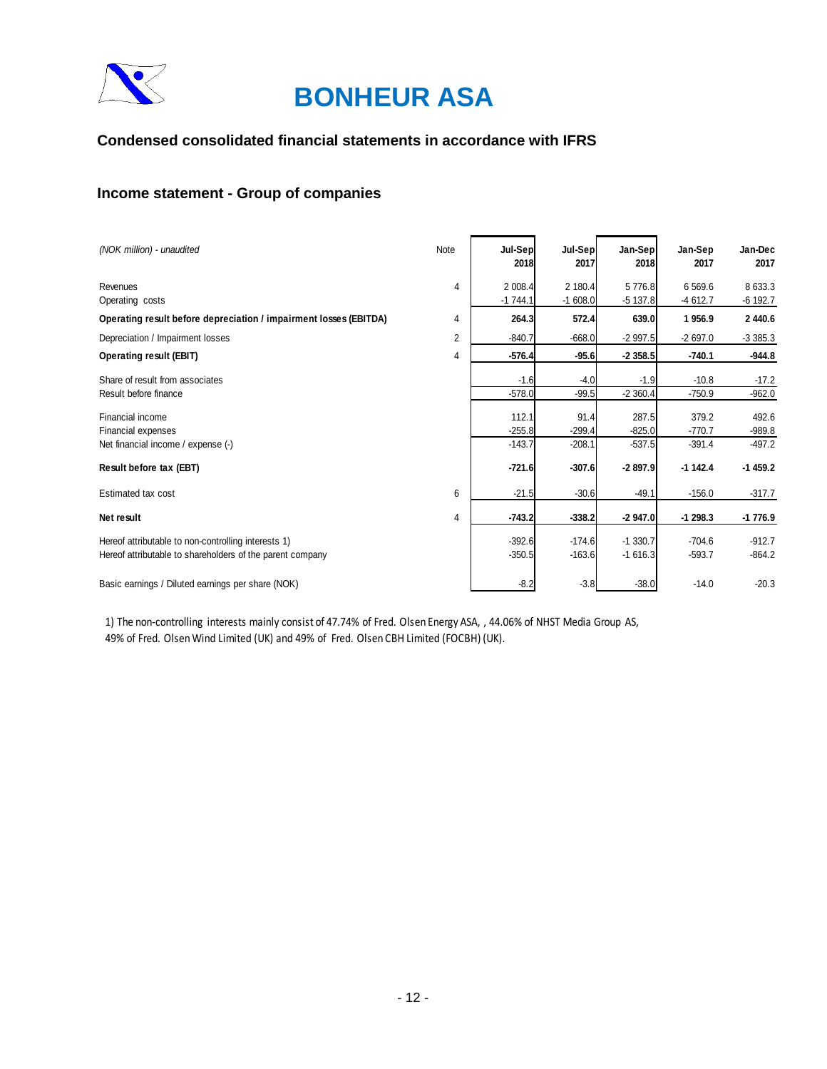# BONHEUR ASA

## Condensed consolidated financial statements in accordance with IFRS

### Income statement - Group of companies

| *(NOK million) - unaudited* | Note | Jul-Sep 2018 | Jul-Sep 2017 | Jan-Sep 2018 | Jan-Sep 2017 | Jan-Dec 2017 |
|---|---|---|---|---|---|---|
| Revenues | 4 | 2 008.4 | 2 180.4 | 5 776.8 | 6 569.6 | 8 633.3 |
| Operating costs | | -1 744.1 | -1 608.0 | -5 137.8 | -4 612.7 | -6 192.7 |
| **Operating result before depreciation / impairment losses (EBITDA)** | 4 | **264.3** | **572.4** | **639.0** | **1 956.9** | **2 440.6** |
| Depreciation / Impairment losses | 2 | -840.7 | -668.0 | -2 997.5 | -2 697.0 | -3 385.3 |
| **Operating result (EBIT)** | 4 | **-576.4** | **-95.6** | **-2 358.5** | **-740.1** | **-944.8** |
| Share of result from associates | | -1.6 | -4.0 | -1.9 | -10.8 | -17.2 |
| Result before finance | | -578.0 | -99.5 | -2 360.4 | -750.9 | -962.0 |
| Financial income | | 112.1 | 91.4 | 287.5 | 379.2 | 492.6 |
| Financial expenses | | -255.8 | -299.4 | -825.0 | -770.7 | -989.8 |
| Net financial income / expense (-) | | -143.7 | -208.1 | -537.5 | -391.4 | -497.2 |
| **Result before tax (EBT)** | | **-721.6** | **-307.6** | **-2 897.9** | **-1 142.4** | **-1 459.2** |
| Estimated tax cost | 6 | -21.5 | -30.6 | -49.1 | -156.0 | -317.7 |
| **Net result** | 4 | **-743.2** | **-338.2** | **-2 947.0** | **-1 298.3** | **-1 776.9** |
| Hereof attributable to non-controlling interests 1) | | -392.6 | -174.6 | -1 330.7 | -704.6 | -912.7 |
| Hereof attributable to shareholders of the parent company | | -350.5 | -163.6 | -1 616.3 | -593.7 | -864.2 |
| Basic earnings / Diluted earnings per share (NOK) | | -8.2 | -3.8 | -38.0 | -14.0 | -20.3 |

1) The non-controlling interests mainly consist of 47.74% of Fred. Olsen Energy ASA, , 44.06% of NHST Media Group AS, 49% of Fred. Olsen Wind Limited (UK) and 49% of Fred. Olsen CBH Limited (FOCBH) (UK).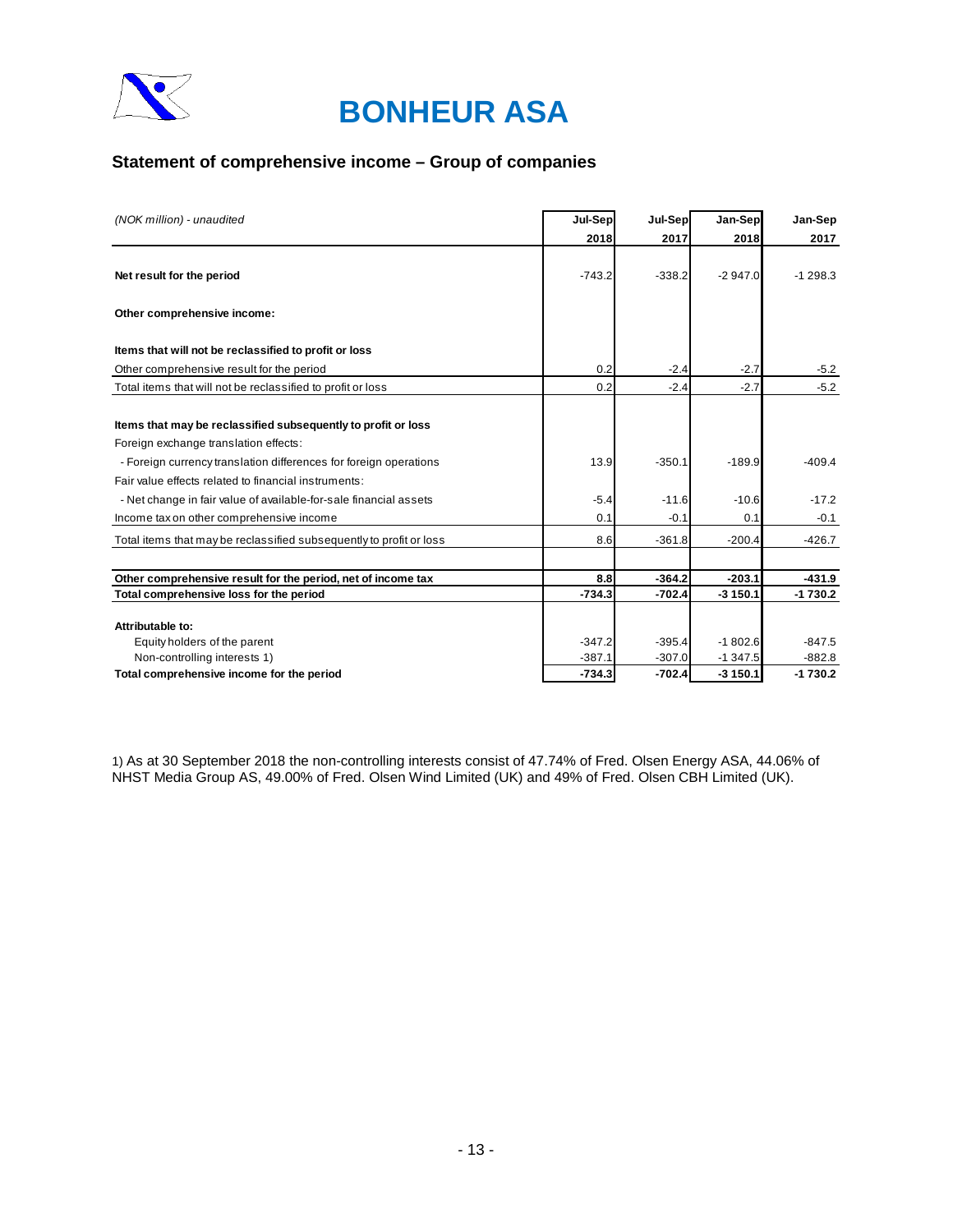# BONHEUR ASA

## Statement of comprehensive income – Group of companies

| *(NOK million) - unaudited* | Jul-Sep 2018 | Jul-Sep 2017 | Jan-Sep 2018 | Jan-Sep 2017 |
|---|---|---|---|---|
| **Net result for the period** | -743.2 | -338.2 | -2 947.0 | -1 298.3 |
| **Other comprehensive income:** | | | | |
| **Items that will not be reclassified to profit or loss** | | | | |
| Other comprehensive result for the period | 0.2 | -2.4 | -2.7 | -5.2 |
| Total items that will not be reclassified to profit or loss | 0.2 | -2.4 | -2.7 | -5.2 |
| **Items that may be reclassified subsequently to profit or loss** | | | | |
| Foreign exchange translation effects: | | | | |
| - Foreign currency translation differences for foreign operations | 13.9 | -350.1 | -189.9 | -409.4 |
| Fair value effects related to financial instruments: | | | | |
| - Net change in fair value of available-for-sale financial assets | -5.4 | -11.6 | -10.6 | -17.2 |
| Income tax on other comprehensive income | 0.1 | -0.1 | 0.1 | -0.1 |
| Total items that may be reclassified subsequently to profit or loss | 8.6 | -361.8 | -200.4 | -426.7 |
| **Other comprehensive result for the period, net of income tax** | **8.8** | **-364.2** | **-203.1** | **-431.9** |
| **Total comprehensive loss for the period** | **-734.3** | **-702.4** | **-3 150.1** | **-1 730.2** |
| **Attributable to:** | | | | |
| Equity holders of the parent | -347.2 | -395.4 | -1 802.6 | -847.5 |
| Non-controlling interests 1) | -387.1 | -307.0 | -1 347.5 | -882.8 |
| **Total comprehensive income for the period** | **-734.3** | **-702.4** | **-3 150.1** | **-1 730.2** |

1) As at 30 September 2018 the non-controlling interests consist of 47.74% of Fred. Olsen Energy ASA, 44.06% of NHST Media Group AS, 49.00% of Fred. Olsen Wind Limited (UK) and 49% of Fred. Olsen CBH Limited (UK).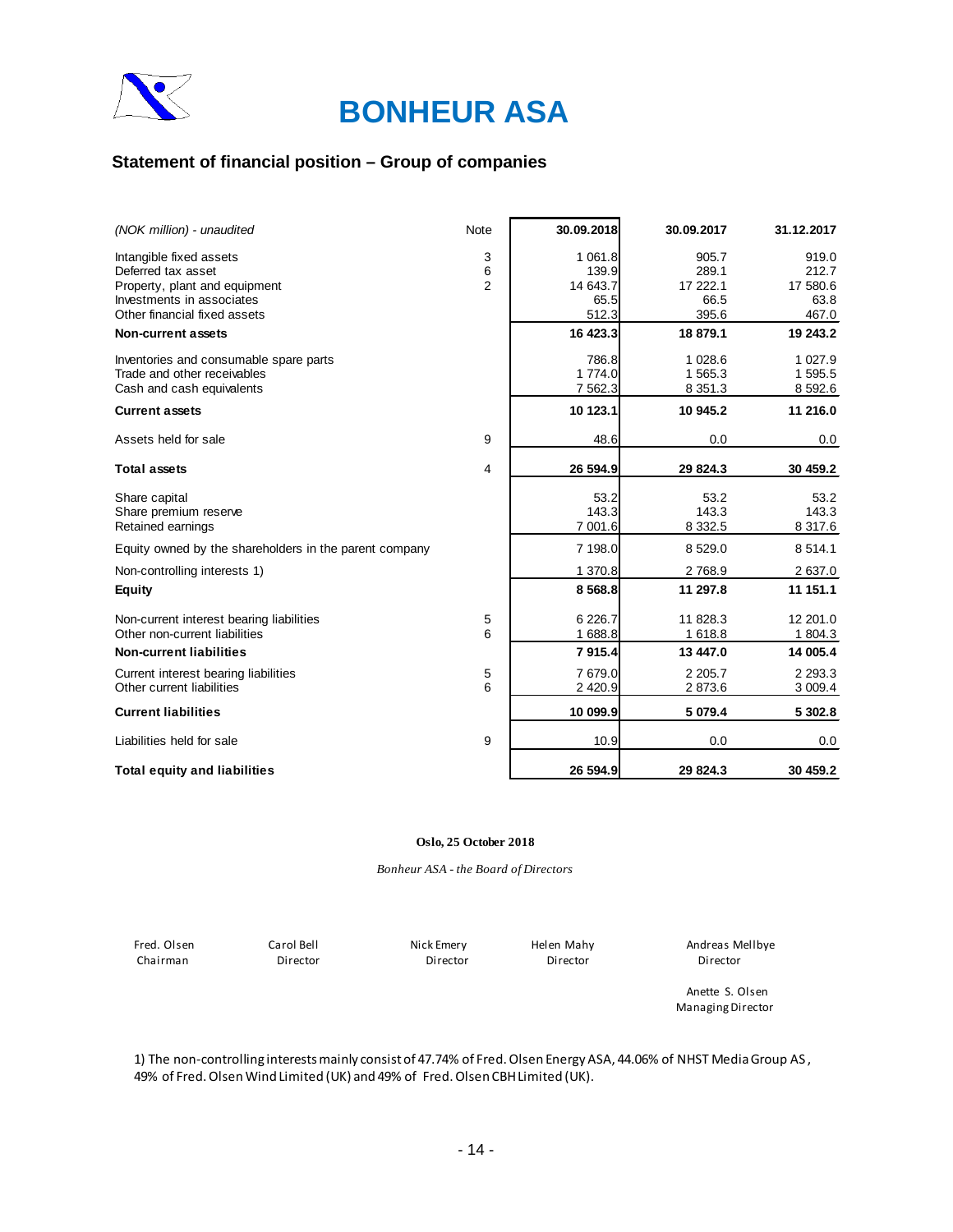# BONHEUR ASA

## Statement of financial position – Group of companies

| *(NOK million) - unaudited* | Note | 30.09.2018 | 30.09.2017 | 31.12.2017 |
|---|---|---|---|---|
| Intangible fixed assets | 3 | 1 061.8 | 905.7 | 919.0 |
| Deferred tax asset | 6 | 139.9 | 289.1 | 212.7 |
| Property, plant and equipment | 2 | 14 643.7 | 17 222.1 | 17 580.6 |
| Investments in associates | | 65.5 | 66.5 | 63.8 |
| Other financial fixed assets | | 512.3 | 395.6 | 467.0 |
| **Non-current assets** | | **16 423.3** | **18 879.1** | **19 243.2** |
| Inventories and consumable spare parts | | 786.8 | 1 028.6 | 1 027.9 |
| Trade and other receivables | | 1 774.0 | 1 565.3 | 1 595.5 |
| Cash and cash equivalents | | 7 562.3 | 8 351.3 | 8 592.6 |
| **Current assets** | | **10 123.1** | **10 945.2** | **11 216.0** |
| Assets held for sale | 9 | 48.6 | 0.0 | 0.0 |
| **Total assets** | 4 | **26 594.9** | **29 824.3** | **30 459.2** |
| Share capital | | 53.2 | 53.2 | 53.2 |
| Share premium reserve | | 143.3 | 143.3 | 143.3 |
| Retained earnings | | 7 001.6 | 8 332.5 | 8 317.6 |
| Equity owned by the shareholders in the parent company | | 7 198.0 | 8 529.0 | 8 514.1 |
| Non-controlling interests 1) | | 1 370.8 | 2 768.9 | 2 637.0 |
| **Equity** | | **8 568.8** | **11 297.8** | **11 151.1** |
| Non-current interest bearing liabilities | 5 | 6 226.7 | 11 828.3 | 12 201.0 |
| Other non-current liabilities | 6 | 1 688.8 | 1 618.8 | 1 804.3 |
| **Non-current liabilities** | | **7 915.4** | **13 447.0** | **14 005.4** |
| Current interest bearing liabilities | 5 | 7 679.0 | 2 205.7 | 2 293.3 |
| Other current liabilities | 6 | 2 420.9 | 2 873.6 | 3 009.4 |
| **Current liabilities** | | **10 099.9** | **5 079.4** | **5 302.8** |
| Liabilities held for sale | 9 | 10.9 | 0.0 | 0.0 |
| **Total equity and liabilities** | | **26 594.9** | **29 824.3** | **30 459.2** |

**Oslo, 25 October 2018**

*Bonheur ASA - the Board of Directors*

| Fred. Olsen | Carol Bell | Nick Emery | Helen Mahy | Andreas Mellbye |
|---|---|---|---|---|
| Chairman | Director | Director | Director | Director |

Anette S. Olsen
Managing Director

1) The non-controlling interests mainly consist of 47.74% of Fred. Olsen Energy ASA, 44.06% of NHST Media Group AS, 49% of Fred. Olsen Wind Limited (UK) and 49% of Fred. Olsen CBH Limited (UK).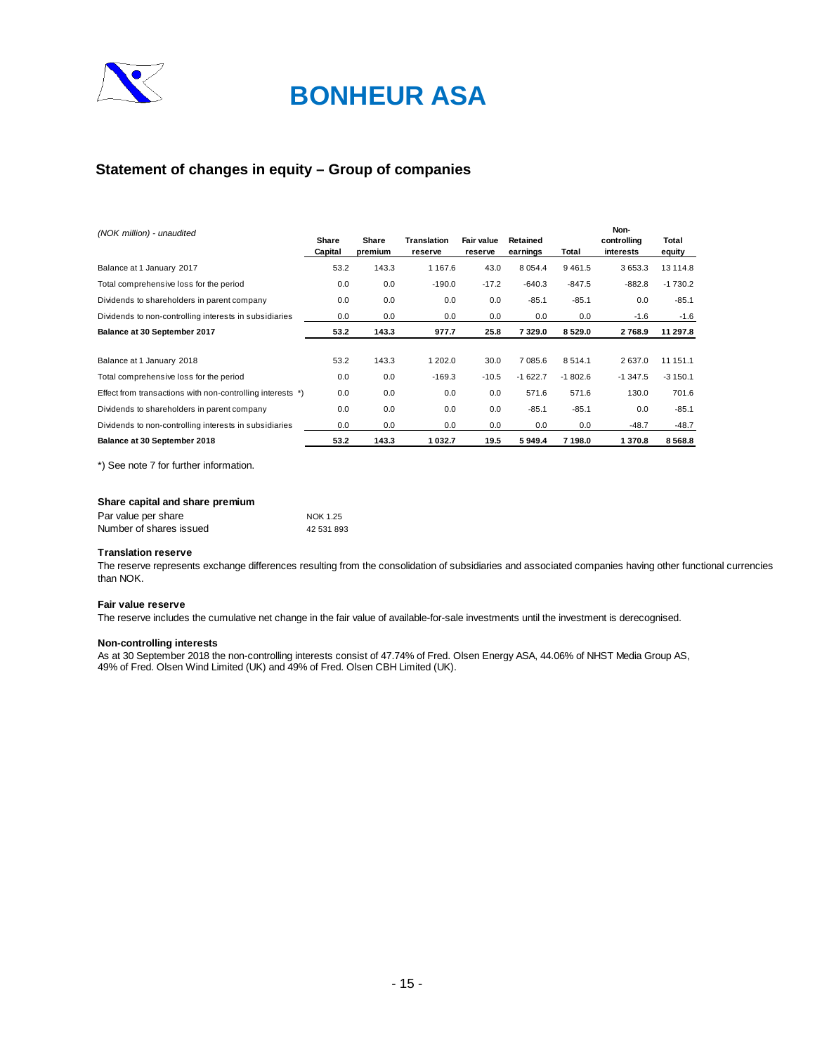# BONHEUR ASA

## Statement of changes in equity – Group of companies

| *(NOK million) - unaudited* | Share Capital | Share premium | Translation reserve | Fair value reserve | Retained earnings | Total | Non-controlling interests | Total equity |
|---|---|---|---|---|---|---|---|---|
| Balance at 1 January 2017 | 53.2 | 143.3 | 1 167.6 | 43.0 | 8 054.4 | 9 461.5 | 3 653.3 | 13 114.8 |
| Total comprehensive loss for the period | 0.0 | 0.0 | -190.0 | -17.2 | -640.3 | -847.5 | -882.8 | -1 730.2 |
| Dividends to shareholders in parent company | 0.0 | 0.0 | 0.0 | 0.0 | -85.1 | -85.1 | 0.0 | -85.1 |
| Dividends to non-controlling interests in subsidiaries | 0.0 | 0.0 | 0.0 | 0.0 | 0.0 | 0.0 | -1.6 | -1.6 |
| **Balance at 30 September 2017** | **53.2** | **143.3** | **977.7** | **25.8** | **7 329.0** | **8 529.0** | **2 768.9** | **11 297.8** |
| | | | | | | | | |
| Balance at 1 January 2018 | 53.2 | 143.3 | 1 202.0 | 30.0 | 7 085.6 | 8 514.1 | 2 637.0 | 11 151.1 |
| Total comprehensive loss for the period | 0.0 | 0.0 | -169.3 | -10.5 | -1 622.7 | -1 802.6 | -1 347.5 | -3 150.1 |
| Effect from transactions with non-controlling interests *) | 0.0 | 0.0 | 0.0 | 0.0 | 571.6 | 571.6 | 130.0 | 701.6 |
| Dividends to shareholders in parent company | 0.0 | 0.0 | 0.0 | 0.0 | -85.1 | -85.1 | 0.0 | -85.1 |
| Dividends to non-controlling interests in subsidiaries | 0.0 | 0.0 | 0.0 | 0.0 | 0.0 | 0.0 | -48.7 | -48.7 |
| **Balance at 30 September 2018** | **53.2** | **143.3** | **1 032.7** | **19.5** | **5 949.4** | **7 198.0** | **1 370.8** | **8 568.8** |

*) See note 7 for further information.

#### Share capital and share premium

| | |
|---|---|
| Par value per share | NOK 1.25 |
| Number of shares issued | 42 531 893 |

#### Translation reserve

The reserve represents exchange differences resulting from the consolidation of subsidiaries and associated companies having other functional currencies than NOK.

#### Fair value reserve

The reserve includes the cumulative net change in the fair value of available-for-sale investments until the investment is derecognised.

#### Non-controlling interests

As at 30 September 2018 the non-controlling interests consist of 47.74% of Fred. Olsen Energy ASA, 44.06% of NHST Media Group AS, 49% of Fred. Olsen Wind Limited (UK) and 49% of Fred. Olsen CBH Limited (UK).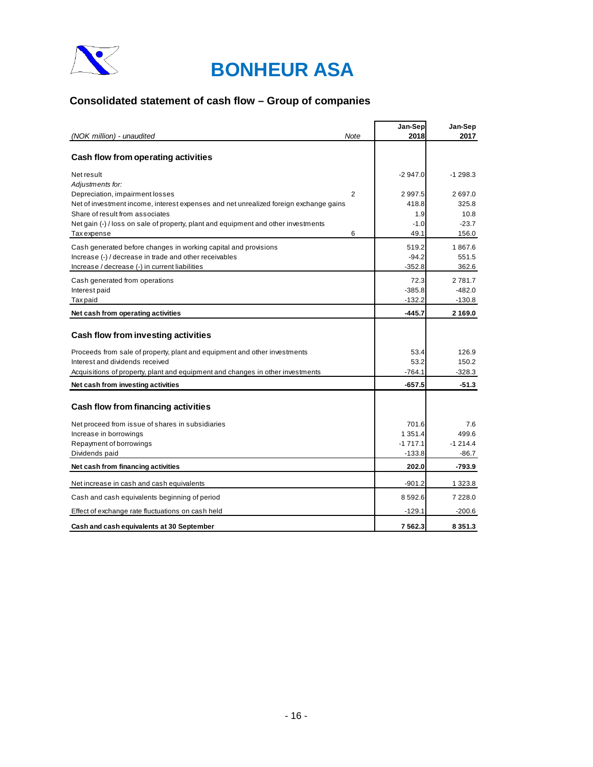# BONHEUR ASA

## Consolidated statement of cash flow – Group of companies

| *(NOK million) - unaudited* | *Note* | Jan-Sep 2018 | Jan-Sep 2017 |
|---|---|---|---|
| **Cash flow from operating activities** | | | |
| Net result | | -2 947.0 | -1 298.3 |
| *Adjustments for:* | | | |
| Depreciation, impairment losses | 2 | 2 997.5 | 2 697.0 |
| Net of investment income, interest expenses and net unrealized foreign exchange gains | | 418.8 | 325.8 |
| Share of result from associates | | 1.9 | 10.8 |
| Net gain (-) / loss on sale of property, plant and equipment and other investments | | -1.0 | -23.7 |
| Tax expense | 6 | 49.1 | 156.0 |
| Cash generated before changes in working capital and provisions | | 519.2 | 1 867.6 |
| Increase (-) / decrease in trade and other receivables | | -94.2 | 551.5 |
| Increase / decrease (-) in current liabilities | | -352.8 | 362.6 |
| Cash generated from operations | | 72.3 | 2 781.7 |
| Interest paid | | -385.8 | -482.0 |
| Tax paid | | -132.2 | -130.8 |
| **Net cash from operating activities** | | **-445.7** | **2 169.0** |
| **Cash flow from investing activities** | | | |
| Proceeds from sale of property, plant and equipment and other investments | | 53.4 | 126.9 |
| Interest and dividends received | | 53.2 | 150.2 |
| Acquisitions of property, plant and equipment and changes in other investments | | -764.1 | -328.3 |
| **Net cash from investing activities** | | **-657.5** | **-51.3** |
| **Cash flow from financing activities** | | | |
| Net proceed from issue of shares in subsidiaries | | 701.6 | 7.6 |
| Increase in borrowings | | 1 351.4 | 499.6 |
| Repayment of borrowings | | -1 717.1 | -1 214.4 |
| Dividends paid | | -133.8 | -86.7 |
| **Net cash from financing activities** | | **202.0** | **-793.9** |
| Net increase in cash and cash equivalents | | -901.2 | 1 323.8 |
| Cash and cash equivalents beginning of period | | 8 592.6 | 7 228.0 |
| Effect of exchange rate fluctuations on cash held | | -129.1 | -200.6 |
| **Cash and cash equivalents at 30 September** | | **7 562.3** | **8 351.3** |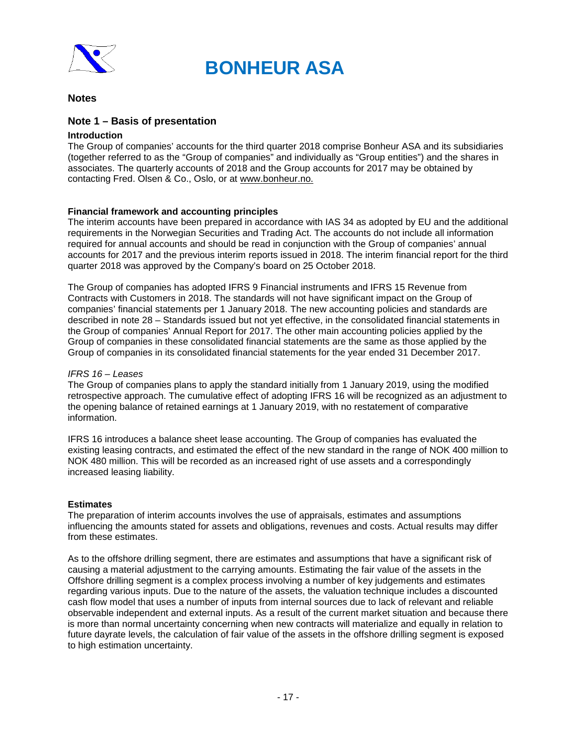# BONHEUR ASA

## Notes

## Note 1 – Basis of presentation

### Introduction

The Group of companies' accounts for the third quarter 2018 comprise Bonheur ASA and its subsidiaries (together referred to as the "Group of companies" and individually as "Group entities") and the shares in associates. The quarterly accounts of 2018 and the Group accounts for 2017 may be obtained by contacting Fred. Olsen & Co., Oslo, or at www.bonheur.no.

### Financial framework and accounting principles

The interim accounts have been prepared in accordance with IAS 34 as adopted by EU and the additional requirements in the Norwegian Securities and Trading Act. The accounts do not include all information required for annual accounts and should be read in conjunction with the Group of companies' annual accounts for 2017 and the previous interim reports issued in 2018. The interim financial report for the third quarter 2018 was approved by the Company's board on 25 October 2018.

The Group of companies has adopted IFRS 9 Financial instruments and IFRS 15 Revenue from Contracts with Customers in 2018. The standards will not have significant impact on the Group of companies' financial statements per 1 January 2018. The new accounting policies and standards are described in note 28 – Standards issued but not yet effective, in the consolidated financial statements in the Group of companies' Annual Report for 2017. The other main accounting policies applied by the Group of companies in these consolidated financial statements are the same as those applied by the Group of companies in its consolidated financial statements for the year ended 31 December 2017.

*IFRS 16 – Leases*

The Group of companies plans to apply the standard initially from 1 January 2019, using the modified retrospective approach. The cumulative effect of adopting IFRS 16 will be recognized as an adjustment to the opening balance of retained earnings at 1 January 2019, with no restatement of comparative information.

IFRS 16 introduces a balance sheet lease accounting. The Group of companies has evaluated the existing leasing contracts, and estimated the effect of the new standard in the range of NOK 400 million to NOK 480 million. This will be recorded as an increased right of use assets and a correspondingly increased leasing liability.

### Estimates

The preparation of interim accounts involves the use of appraisals, estimates and assumptions influencing the amounts stated for assets and obligations, revenues and costs. Actual results may differ from these estimates.

As to the offshore drilling segment, there are estimates and assumptions that have a significant risk of causing a material adjustment to the carrying amounts. Estimating the fair value of the assets in the Offshore drilling segment is a complex process involving a number of key judgements and estimates regarding various inputs. Due to the nature of the assets, the valuation technique includes a discounted cash flow model that uses a number of inputs from internal sources due to lack of relevant and reliable observable independent and external inputs. As a result of the current market situation and because there is more than normal uncertainty concerning when new contracts will materialize and equally in relation to future dayrate levels, the calculation of fair value of the assets in the offshore drilling segment is exposed to high estimation uncertainty.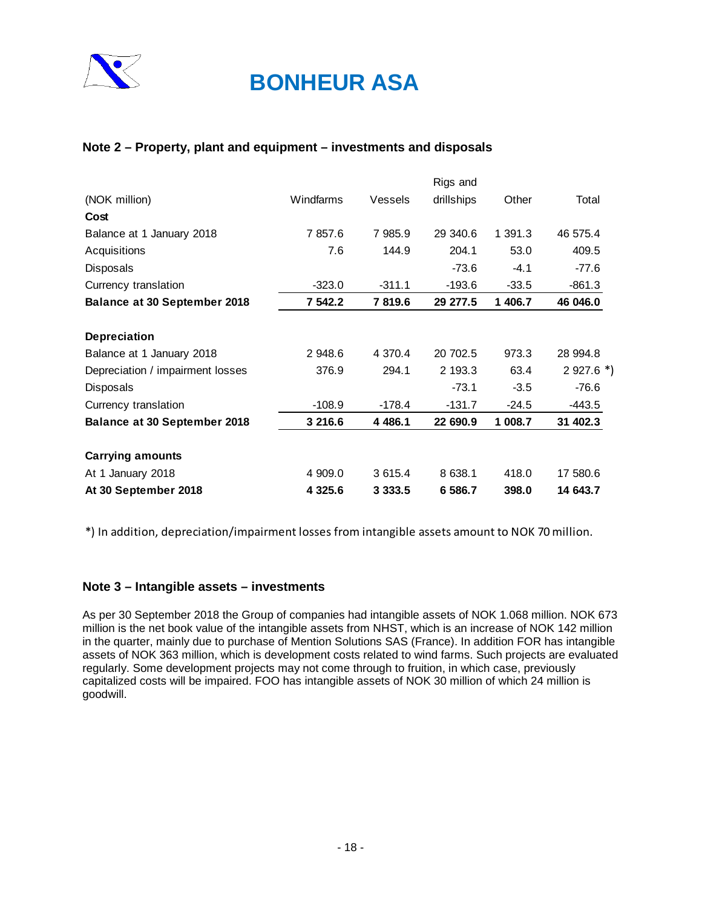## Note 2 – Property, plant and equipment – investments and disposals

| (NOK million) | Windfarms | Vessels | Rigs and drillships | Other | Total |
|---|---|---|---|---|---|
| **Cost** | | | | | |
| Balance at 1 January 2018 | 7 857.6 | 7 985.9 | 29 340.6 | 1 391.3 | 46 575.4 |
| Acquisitions | 7.6 | 144.9 | 204.1 | 53.0 | 409.5 |
| Disposals | | | -73.6 | -4.1 | -77.6 |
| Currency translation | -323.0 | -311.1 | -193.6 | -33.5 | -861.3 |
| **Balance at 30 September 2018** | **7 542.2** | **7 819.6** | **29 277.5** | **1 406.7** | **46 046.0** |
| | | | | | |
| **Depreciation** | | | | | |
| Balance at 1 January 2018 | 2 948.6 | 4 370.4 | 20 702.5 | 973.3 | 28 994.8 |
| Depreciation / impairment losses | 376.9 | 294.1 | 2 193.3 | 63.4 | 2 927.6 *) |
| Disposals | | | -73.1 | -3.5 | -76.6 |
| Currency translation | -108.9 | -178.4 | -131.7 | -24.5 | -443.5 |
| **Balance at 30 September 2018** | **3 216.6** | **4 486.1** | **22 690.9** | **1 008.7** | **31 402.3** |
| | | | | | |
| **Carrying amounts** | | | | | |
| At 1 January 2018 | 4 909.0 | 3 615.4 | 8 638.1 | 418.0 | 17 580.6 |
| **At 30 September 2018** | **4 325.6** | **3 333.5** | **6 586.7** | **398.0** | **14 643.7** |

*) In addition, depreciation/impairment losses from intangible assets amount to NOK 70 million.

## Note 3 – Intangible assets – investments

As per 30 September 2018 the Group of companies had intangible assets of NOK 1.068 million. NOK 673 million is the net book value of the intangible assets from NHST, which is an increase of NOK 142 million in the quarter, mainly due to purchase of Mention Solutions SAS (France). In addition FOR has intangible assets of NOK 363 million, which is development costs related to wind farms. Such projects are evaluated regularly. Some development projects may not come through to fruition, in which case, previously capitalized costs will be impaired. FOO has intangible assets of NOK 30 million of which 24 million is goodwill.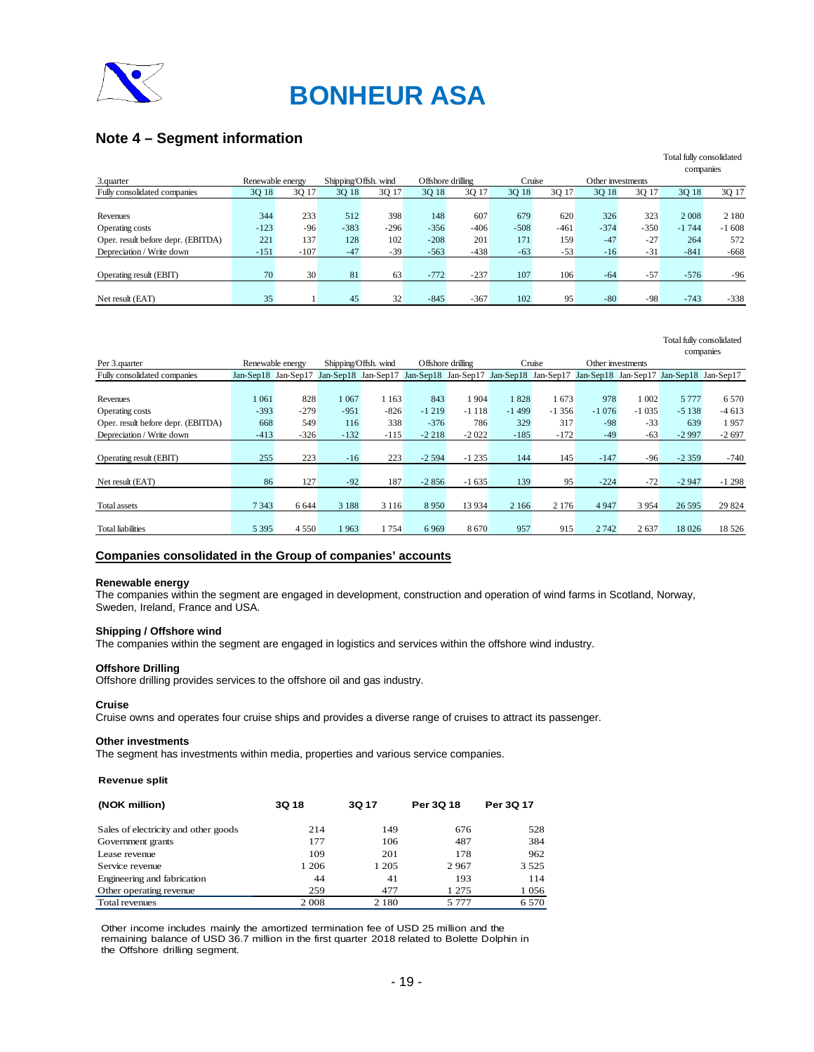# BONHEUR ASA

## Note 4 – Segment information

| 3.quarter | Renewable energy | | Shipping/Offsh. wind | | Offshore drilling | | Cruise | | Other investments | | Total fully consolidated companies | |
|---|---|---|---|---|---|---|---|---|---|---|---|---|
| Fully consolidated companies | 3Q 18 | 3Q 17 | 3Q 18 | 3Q 17 | 3Q 18 | 3Q 17 | 3Q 18 | 3Q 17 | 3Q 18 | 3Q 17 | 3Q 18 | 3Q 17 |
| Revenues | 344 | 233 | 512 | 398 | 148 | 607 | 679 | 620 | 326 | 323 | 2 008 | 2 180 |
| Operating costs | -123 | -96 | -383 | -296 | -356 | -406 | -508 | -461 | -374 | -350 | -1 744 | -1 608 |
| Oper. result before depr. (EBITDA) | 221 | 137 | 128 | 102 | -208 | 201 | 171 | 159 | -47 | -27 | 264 | 572 |
| Depreciation / Write down | -151 | -107 | -47 | -39 | -563 | -438 | -63 | -53 | -16 | -31 | -841 | -668 |
| Operating result (EBIT) | 70 | 30 | 81 | 63 | -772 | -237 | 107 | 106 | -64 | -57 | -576 | -96 |
| Net result (EAT) | 35 | 1 | 45 | 32 | -845 | -367 | 102 | 95 | -80 | -98 | -743 | -338 |

| Per 3.quarter | Renewable energy | | Shipping/Offsh. wind | | Offshore drilling | | Cruise | | Other investments | | Total fully consolidated companies | |
|---|---|---|---|---|---|---|---|---|---|---|---|---|
| Fully consolidated companies | Jan-Sep18 | Jan-Sep17 | Jan-Sep18 | Jan-Sep17 | Jan-Sep18 | Jan-Sep17 | Jan-Sep18 | Jan-Sep17 | Jan-Sep18 | Jan-Sep17 | Jan-Sep18 | Jan-Sep17 |
| Revenues | 1 061 | 828 | 1 067 | 1 163 | 843 | 1 904 | 1 828 | 1 673 | 978 | 1 002 | 5 777 | 6 570 |
| Operating costs | -393 | -279 | -951 | -826 | -1 219 | -1 118 | -1 499 | -1 356 | -1 076 | -1 035 | -5 138 | -4 613 |
| Oper. result before depr. (EBITDA) | 668 | 549 | 116 | 338 | -376 | 786 | 329 | 317 | -98 | -33 | 639 | 1 957 |
| Depreciation / Write down | -413 | -326 | -132 | -115 | -2 218 | -2 022 | -185 | -172 | -49 | -63 | -2 997 | -2 697 |
| Operating result (EBIT) | 255 | 223 | -16 | 223 | -2 594 | -1 235 | 144 | 145 | -147 | -96 | -2 359 | -740 |
| Net result (EAT) | 86 | 127 | -92 | 187 | -2 856 | -1 635 | 139 | 95 | -224 | -72 | -2 947 | -1 298 |
| Total assets | 7 343 | 6 644 | 3 188 | 3 116 | 8 950 | 13 934 | 2 166 | 2 176 | 4 947 | 3 954 | 26 595 | 29 824 |
| Total liabilities | 5 395 | 4 550 | 1 963 | 1 754 | 6 969 | 8 670 | 957 | 915 | 2 742 | 2 637 | 18 026 | 18 526 |

### Companies consolidated in the Group of companies' accounts

**Renewable energy**
The companies within the segment are engaged in development, construction and operation of wind farms in Scotland, Norway, Sweden, Ireland, France and USA.

**Shipping / Offshore wind**
The companies within the segment are engaged in logistics and services within the offshore wind industry.

**Offshore Drilling**
Offshore drilling provides services to the offshore oil and gas industry.

**Cruise**
Cruise owns and operates four cruise ships and provides a diverse range of cruises to attract its passenger.

**Other investments**
The segment has investments within media, properties and various service companies.

**Revenue split**

| (NOK million) | 3Q 18 | 3Q 17 | Per 3Q 18 | Per 3Q 17 |
|---|---|---|---|---|
| Sales of electricity and other goods | 214 | 149 | 676 | 528 |
| Government grants | 177 | 106 | 487 | 384 |
| Lease revenue | 109 | 201 | 178 | 962 |
| Service revenue | 1 206 | 1 205 | 2 967 | 3 525 |
| Engineering and fabrication | 44 | 41 | 193 | 114 |
| Other operating revenue | 259 | 477 | 1 275 | 1 056 |
| Total revenues | 2 008 | 2 180 | 5 777 | 6 570 |

Other income includes mainly the amortized termination fee of USD 25 million and the remaining balance of USD 36.7 million in the first quarter 2018 related to Bolette Dolphin in the Offshore drilling segment.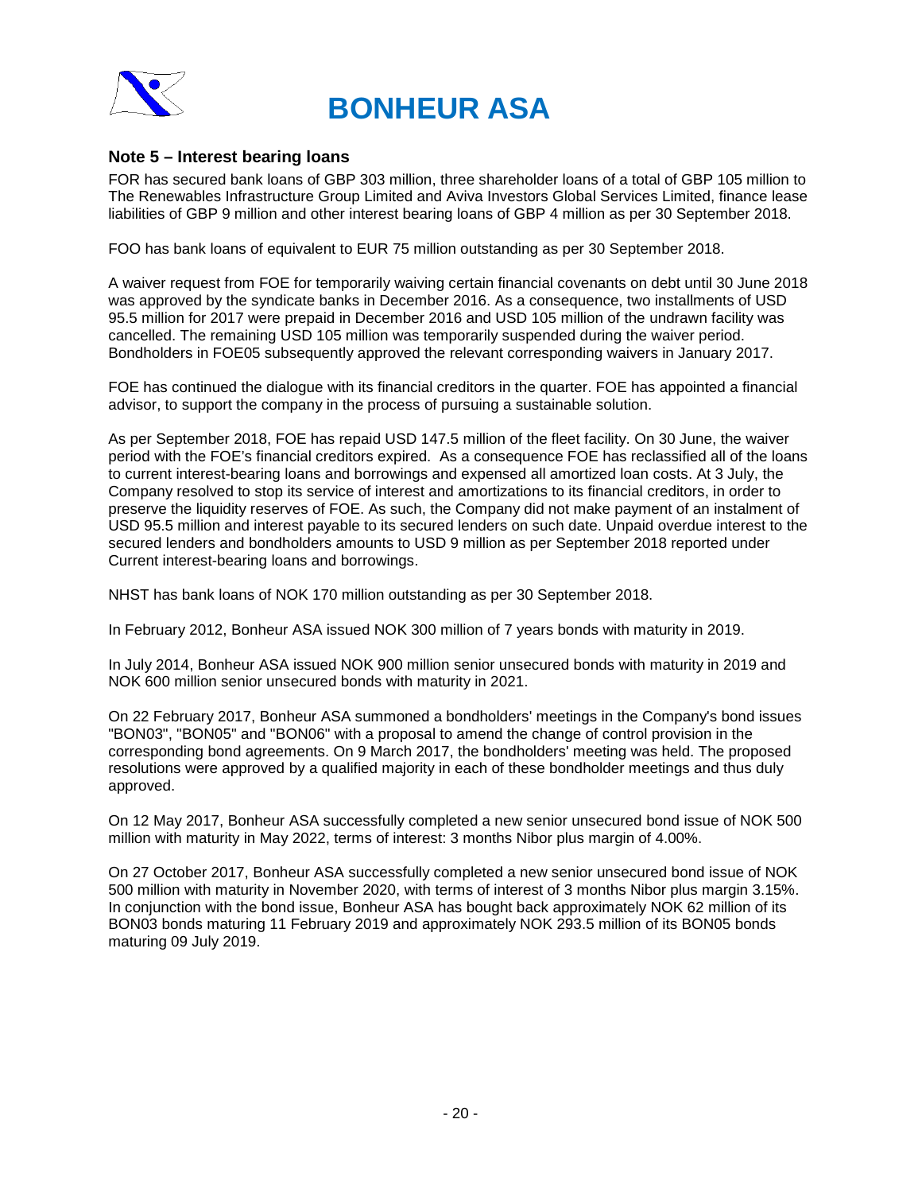## Note 5 – Interest bearing loans

FOR has secured bank loans of GBP 303 million, three shareholder loans of a total of GBP 105 million to The Renewables Infrastructure Group Limited and Aviva Investors Global Services Limited, finance lease liabilities of GBP 9 million and other interest bearing loans of GBP 4 million as per 30 September 2018.

FOO has bank loans of equivalent to EUR 75 million outstanding as per 30 September 2018.

A waiver request from FOE for temporarily waiving certain financial covenants on debt until 30 June 2018 was approved by the syndicate banks in December 2016. As a consequence, two installments of USD 95.5 million for 2017 were prepaid in December 2016 and USD 105 million of the undrawn facility was cancelled. The remaining USD 105 million was temporarily suspended during the waiver period. Bondholders in FOE05 subsequently approved the relevant corresponding waivers in January 2017.

FOE has continued the dialogue with its financial creditors in the quarter. FOE has appointed a financial advisor, to support the company in the process of pursuing a sustainable solution.

As per September 2018, FOE has repaid USD 147.5 million of the fleet facility. On 30 June, the waiver period with the FOE's financial creditors expired. As a consequence FOE has reclassified all of the loans to current interest-bearing loans and borrowings and expensed all amortized loan costs. At 3 July, the Company resolved to stop its service of interest and amortizations to its financial creditors, in order to preserve the liquidity reserves of FOE. As such, the Company did not make payment of an instalment of USD 95.5 million and interest payable to its secured lenders on such date. Unpaid overdue interest to the secured lenders and bondholders amounts to USD 9 million as per September 2018 reported under Current interest-bearing loans and borrowings.

NHST has bank loans of NOK 170 million outstanding as per 30 September 2018.

In February 2012, Bonheur ASA issued NOK 300 million of 7 years bonds with maturity in 2019.

In July 2014, Bonheur ASA issued NOK 900 million senior unsecured bonds with maturity in 2019 and NOK 600 million senior unsecured bonds with maturity in 2021.

On 22 February 2017, Bonheur ASA summoned a bondholders' meetings in the Company's bond issues "BON03", "BON05" and "BON06" with a proposal to amend the change of control provision in the corresponding bond agreements. On 9 March 2017, the bondholders' meeting was held. The proposed resolutions were approved by a qualified majority in each of these bondholder meetings and thus duly approved.

On 12 May 2017, Bonheur ASA successfully completed a new senior unsecured bond issue of NOK 500 million with maturity in May 2022, terms of interest: 3 months Nibor plus margin of 4.00%.

On 27 October 2017, Bonheur ASA successfully completed a new senior unsecured bond issue of NOK 500 million with maturity in November 2020, with terms of interest of 3 months Nibor plus margin 3.15%. In conjunction with the bond issue, Bonheur ASA has bought back approximately NOK 62 million of its BON03 bonds maturing 11 February 2019 and approximately NOK 293.5 million of its BON05 bonds maturing 09 July 2019.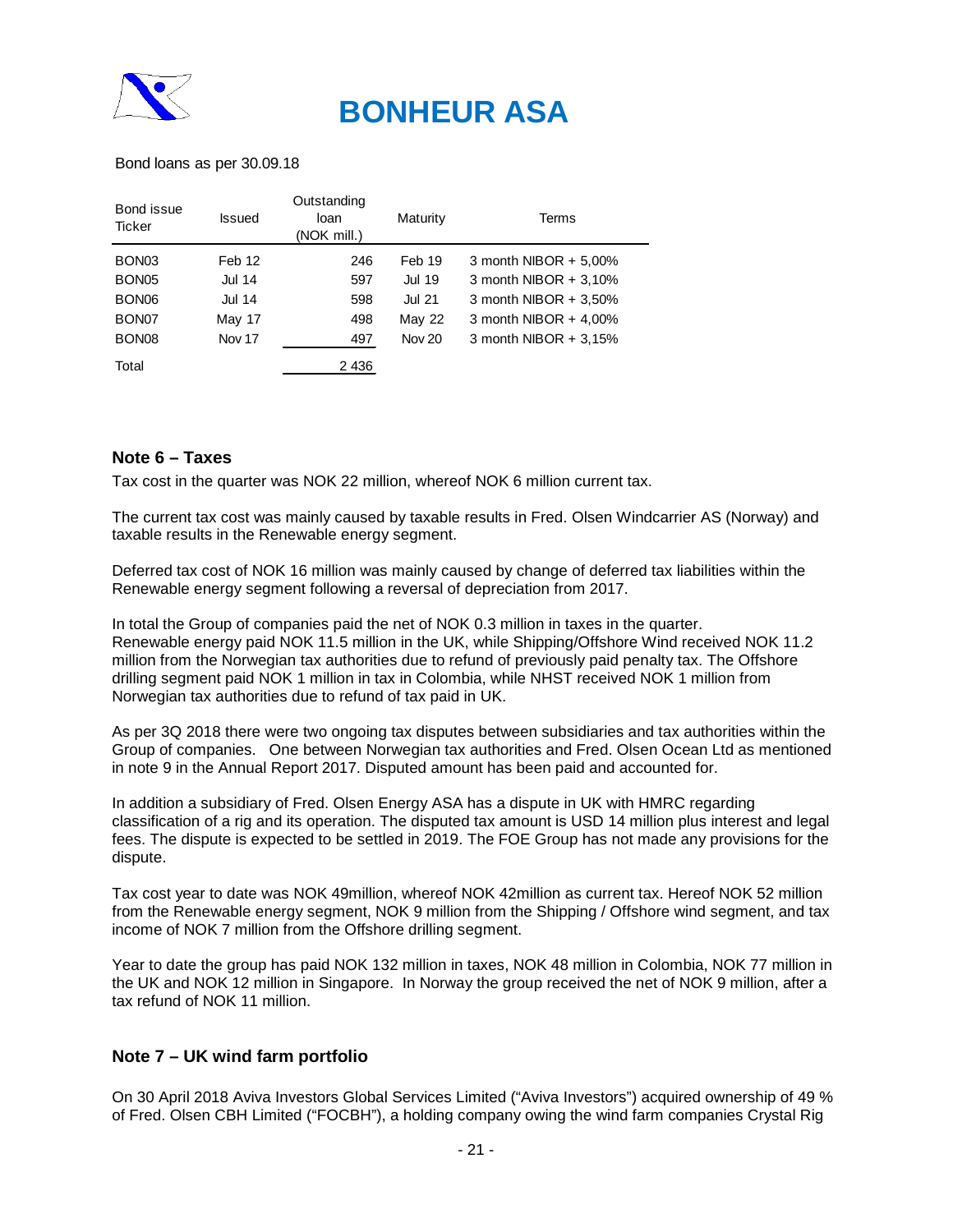# BONHEUR ASA

Bond loans as per 30.09.18

| Bond issue Ticker | Issued | Outstanding loan (NOK mill.) | Maturity | Terms |
|---|---|---|---|---|
| BON03 | Feb 12 | 246 | Feb 19 | 3 month NIBOR + 5,00% |
| BON05 | Jul 14 | 597 | Jul 19 | 3 month NIBOR + 3,10% |
| BON06 | Jul 14 | 598 | Jul 21 | 3 month NIBOR + 3,50% |
| BON07 | May 17 | 498 | May 22 | 3 month NIBOR + 4,00% |
| BON08 | Nov 17 | 497 | Nov 20 | 3 month NIBOR + 3,15% |
| Total | | 2 436 | | |

### Note 6 – Taxes

Tax cost in the quarter was NOK 22 million, whereof NOK 6 million current tax.

The current tax cost was mainly caused by taxable results in Fred. Olsen Windcarrier AS (Norway) and taxable results in the Renewable energy segment.

Deferred tax cost of NOK 16 million was mainly caused by change of deferred tax liabilities within the Renewable energy segment following a reversal of depreciation from 2017.

In total the Group of companies paid the net of NOK 0.3 million in taxes in the quarter. Renewable energy paid NOK 11.5 million in the UK, while Shipping/Offshore Wind received NOK 11.2 million from the Norwegian tax authorities due to refund of previously paid penalty tax. The Offshore drilling segment paid NOK 1 million in tax in Colombia, while NHST received NOK 1 million from Norwegian tax authorities due to refund of tax paid in UK.

As per 3Q 2018 there were two ongoing tax disputes between subsidiaries and tax authorities within the Group of companies. One between Norwegian tax authorities and Fred. Olsen Ocean Ltd as mentioned in note 9 in the Annual Report 2017. Disputed amount has been paid and accounted for.

In addition a subsidiary of Fred. Olsen Energy ASA has a dispute in UK with HMRC regarding classification of a rig and its operation. The disputed tax amount is USD 14 million plus interest and legal fees. The dispute is expected to be settled in 2019. The FOE Group has not made any provisions for the dispute.

Tax cost year to date was NOK 49million, whereof NOK 42million as current tax. Hereof NOK 52 million from the Renewable energy segment, NOK 9 million from the Shipping / Offshore wind segment, and tax income of NOK 7 million from the Offshore drilling segment.

Year to date the group has paid NOK 132 million in taxes, NOK 48 million in Colombia, NOK 77 million in the UK and NOK 12 million in Singapore. In Norway the group received the net of NOK 9 million, after a tax refund of NOK 11 million.

### Note 7 – UK wind farm portfolio

On 30 April 2018 Aviva Investors Global Services Limited ("Aviva Investors") acquired ownership of 49 % of Fred. Olsen CBH Limited ("FOCBH"), a holding company owing the wind farm companies Crystal Rig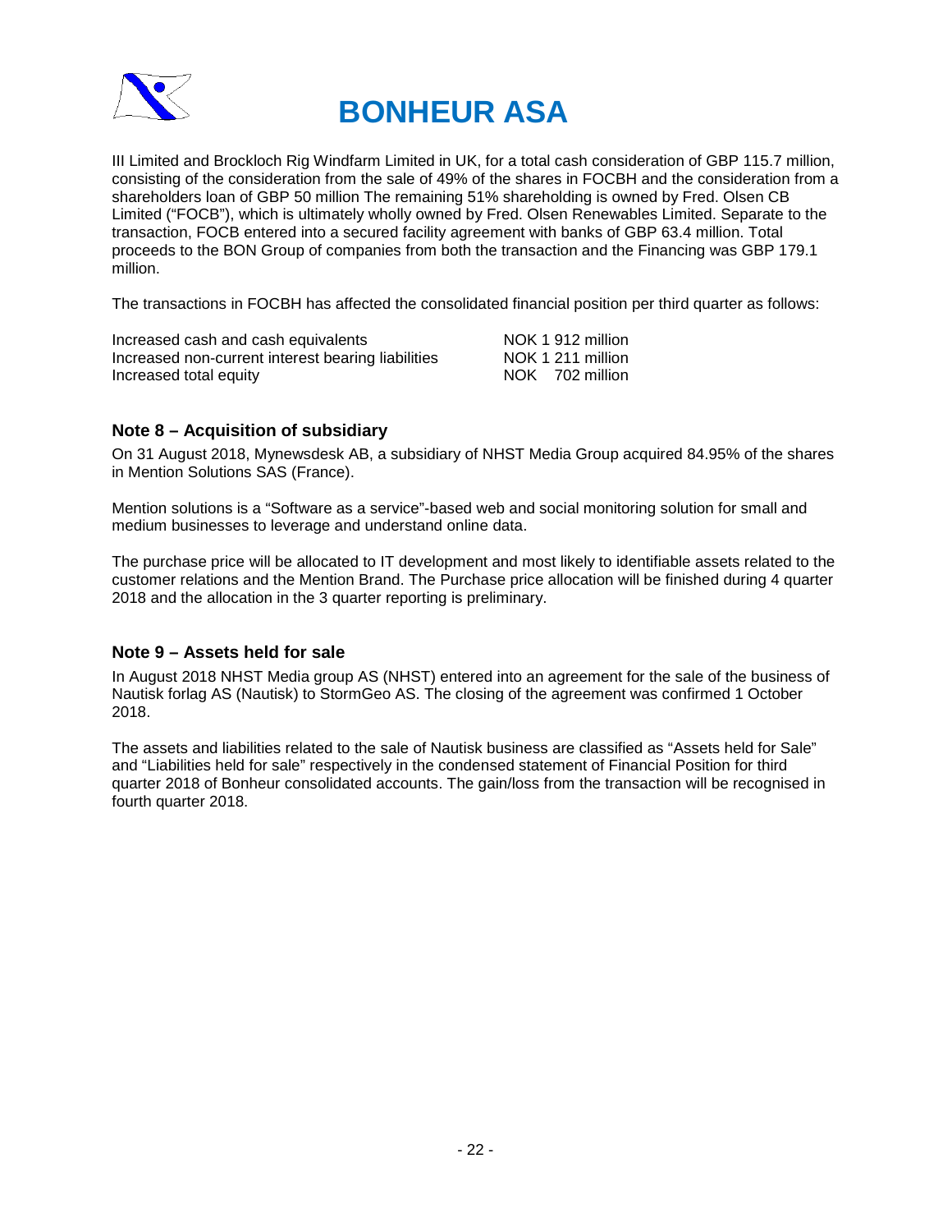III Limited and Brockloch Rig Windfarm Limited in UK, for a total cash consideration of GBP 115.7 million, consisting of the consideration from the sale of 49% of the shares in FOCBH and the consideration from a shareholders loan of GBP 50 million The remaining 51% shareholding is owned by Fred. Olsen CB Limited ("FOCB"), which is ultimately wholly owned by Fred. Olsen Renewables Limited. Separate to the transaction, FOCB entered into a secured facility agreement with banks of GBP 63.4 million. Total proceeds to the BON Group of companies from both the transaction and the Financing was GBP 179.1 million.

The transactions in FOCBH has affected the consolidated financial position per third quarter as follows:

| | |
|---|---|
| Increased cash and cash equivalents | NOK 1 912 million |
| Increased non-current interest bearing liabilities | NOK 1 211 million |
| Increased total equity | NOK 702 million |

### Note 8 – Acquisition of subsidiary

On 31 August 2018, Mynewsdesk AB, a subsidiary of NHST Media Group acquired 84.95% of the shares in Mention Solutions SAS (France).

Mention solutions is a "Software as a service"-based web and social monitoring solution for small and medium businesses to leverage and understand online data.

The purchase price will be allocated to IT development and most likely to identifiable assets related to the customer relations and the Mention Brand. The Purchase price allocation will be finished during 4 quarter 2018 and the allocation in the 3 quarter reporting is preliminary.

### Note 9 – Assets held for sale

In August 2018 NHST Media group AS (NHST) entered into an agreement for the sale of the business of Nautisk forlag AS (Nautisk) to StormGeo AS. The closing of the agreement was confirmed 1 October 2018.

The assets and liabilities related to the sale of Nautisk business are classified as "Assets held for Sale" and "Liabilities held for sale" respectively in the condensed statement of Financial Position for third quarter 2018 of Bonheur consolidated accounts. The gain/loss from the transaction will be recognised in fourth quarter 2018.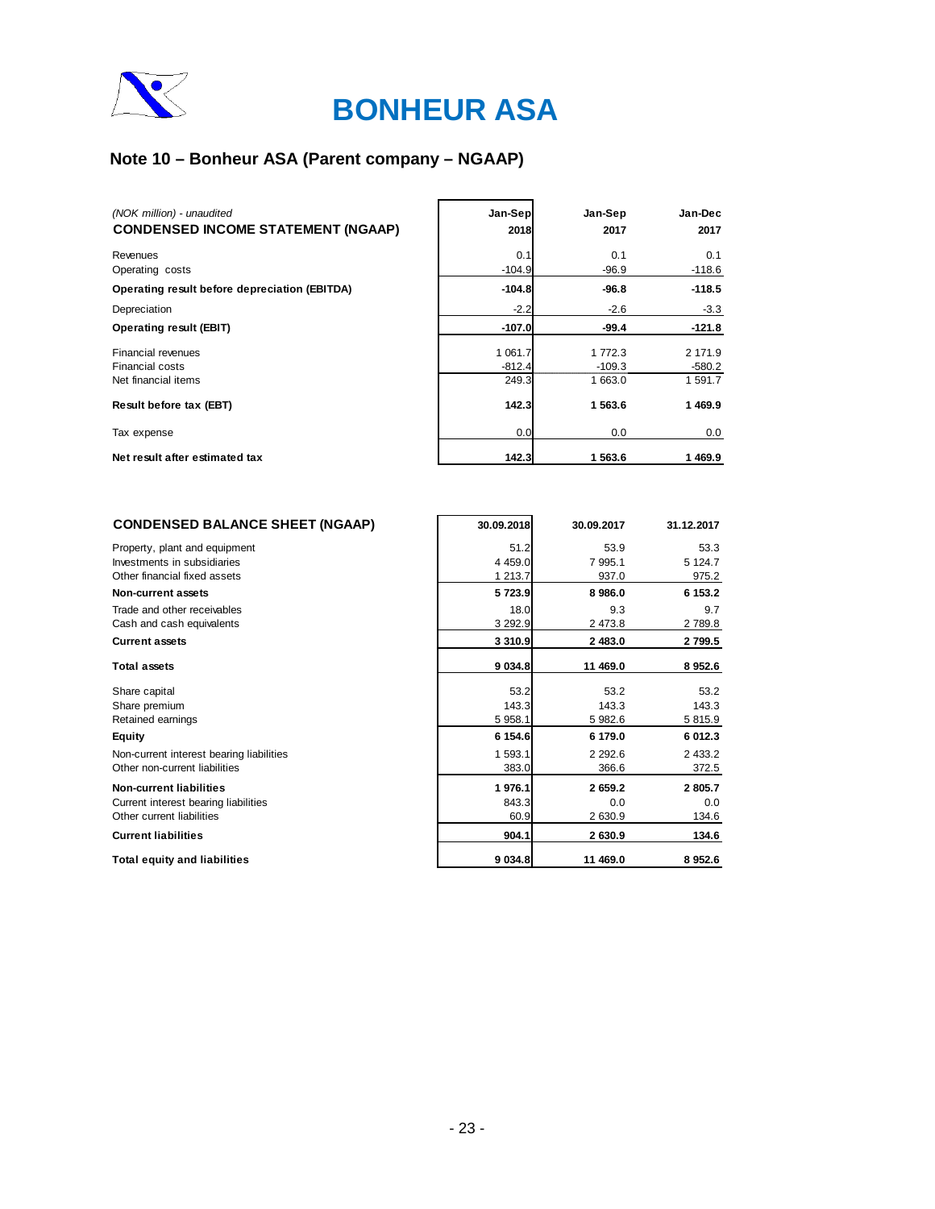# BONHEUR ASA

## Note 10 – Bonheur ASA (Parent company – NGAAP)

| *(NOK million) - unaudited* **CONDENSED INCOME STATEMENT (NGAAP)** | Jan-Sep 2018 | Jan-Sep 2017 | Jan-Dec 2017 |
|---|---|---|---|
| Revenues | 0.1 | 0.1 | 0.1 |
| Operating costs | -104.9 | -96.9 | -118.6 |
| **Operating result before depreciation (EBITDA)** | **-104.8** | **-96.8** | **-118.5** |
| Depreciation | -2.2 | -2.6 | -3.3 |
| **Operating result (EBIT)** | **-107.0** | **-99.4** | **-121.8** |
| Financial revenues | 1 061.7 | 1 772.3 | 2 171.9 |
| Financial costs | -812.4 | -109.3 | -580.2 |
| Net financial items | 249.3 | 1 663.0 | 1 591.7 |
| **Result before tax (EBT)** | **142.3** | **1 563.6** | **1 469.9** |
| Tax expense | 0.0 | 0.0 | 0.0 |
| **Net result after estimated tax** | **142.3** | **1 563.6** | **1 469.9** |

| **CONDENSED BALANCE SHEET (NGAAP)** | 30.09.2018 | 30.09.2017 | 31.12.2017 |
|---|---|---|---|
| Property, plant and equipment | 51.2 | 53.9 | 53.3 |
| Investments in subsidiaries | 4 459.0 | 7 995.1 | 5 124.7 |
| Other financial fixed assets | 1 213.7 | 937.0 | 975.2 |
| **Non-current assets** | **5 723.9** | **8 986.0** | **6 153.2** |
| Trade and other receivables | 18.0 | 9.3 | 9.7 |
| Cash and cash equivalents | 3 292.9 | 2 473.8 | 2 789.8 |
| **Current assets** | **3 310.9** | **2 483.0** | **2 799.5** |
| **Total assets** | **9 034.8** | **11 469.0** | **8 952.6** |
| Share capital | 53.2 | 53.2 | 53.2 |
| Share premium | 143.3 | 143.3 | 143.3 |
| Retained earnings | 5 958.1 | 5 982.6 | 5 815.9 |
| **Equity** | **6 154.6** | **6 179.0** | **6 012.3** |
| Non-current interest bearing liabilities | 1 593.1 | 2 292.6 | 2 433.2 |
| Other non-current liabilities | 383.0 | 366.6 | 372.5 |
| **Non-current liabilities** | **1 976.1** | **2 659.2** | **2 805.7** |
| Current interest bearing liabilities | 843.3 | 0.0 | 0.0 |
| Other current liabilities | 60.9 | 2 630.9 | 134.6 |
| **Current liabilities** | **904.1** | **2 630.9** | **134.6** |
| **Total equity and liabilities** | **9 034.8** | **11 469.0** | **8 952.6** |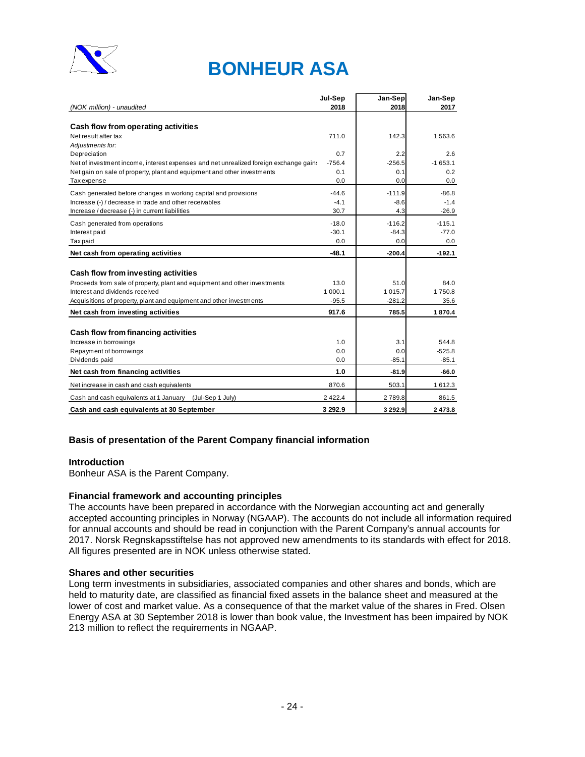# BONHEUR ASA

| (NOK million) - unaudited | Jul-Sep 2018 | Jan-Sep 2018 | Jan-Sep 2017 |
|---|---|---|---|
| **Cash flow from operating activities** | | | |
| Net result after tax | 711.0 | 142.3 | 1 563.6 |
| *Adjustments for:* | | | |
| Depreciation | 0.7 | 2.2 | 2.6 |
| Net of investment income, interest expenses and net unrealized foreign exchange gains | -756.4 | -256.5 | -1 653.1 |
| Net gain on sale of property, plant and equipment and other investments | 0.1 | 0.1 | 0.2 |
| Tax expense | 0.0 | 0.0 | 0.0 |
| Cash generated before changes in working capital and provisions | -44.6 | -111.9 | -86.8 |
| Increase (-) / decrease in trade and other receivables | -4.1 | -8.6 | -1.4 |
| Increase / decrease (-) in current liabilities | 30.7 | 4.3 | -26.9 |
| Cash generated from operations | -18.0 | -116.2 | -115.1 |
| Interest paid | -30.1 | -84.3 | -77.0 |
| Tax paid | 0.0 | 0.0 | 0.0 |
| **Net cash from operating activities** | **-48.1** | **-200.4** | **-192.1** |
| **Cash flow from investing activities** | | | |
| Proceeds from sale of property, plant and equipment and other investments | 13.0 | 51.0 | 84.0 |
| Interest and dividends received | 1 000.1 | 1 015.7 | 1 750.8 |
| Acquisitions of property, plant and equipment and other investments | -95.5 | -281.2 | 35.6 |
| **Net cash from investing activities** | **917.6** | **785.5** | **1 870.4** |
| **Cash flow from financing activities** | | | |
| Increase in borrowings | 1.0 | 3.1 | 544.8 |
| Repayment of borrowings | 0.0 | 0.0 | -525.8 |
| Dividends paid | 0.0 | -85.1 | -85.1 |
| **Net cash from financing activities** | **1.0** | **-81.9** | **-66.0** |
| Net increase in cash and cash equivalents | 870.6 | 503.1 | 1 612.3 |
| Cash and cash equivalents at 1 January (Jul-Sep 1 July) | 2 422.4 | 2 789.8 | 861.5 |
| **Cash and cash equivalents at 30 September** | **3 292.9** | **3 292.9** | **2 473.8** |

## Basis of presentation of the Parent Company financial information

### Introduction

Bonheur ASA is the Parent Company.

### Financial framework and accounting principles

The accounts have been prepared in accordance with the Norwegian accounting act and generally accepted accounting principles in Norway (NGAAP). The accounts do not include all information required for annual accounts and should be read in conjunction with the Parent Company's annual accounts for 2017. Norsk Regnskapsstiftelse has not approved new amendments to its standards with effect for 2018. All figures presented are in NOK unless otherwise stated.

### Shares and other securities

Long term investments in subsidiaries, associated companies and other shares and bonds, which are held to maturity date, are classified as financial fixed assets in the balance sheet and measured at the lower of cost and market value. As a consequence of that the market value of the shares in Fred. Olsen Energy ASA at 30 September 2018 is lower than book value, the Investment has been impaired by NOK 213 million to reflect the requirements in NGAAP.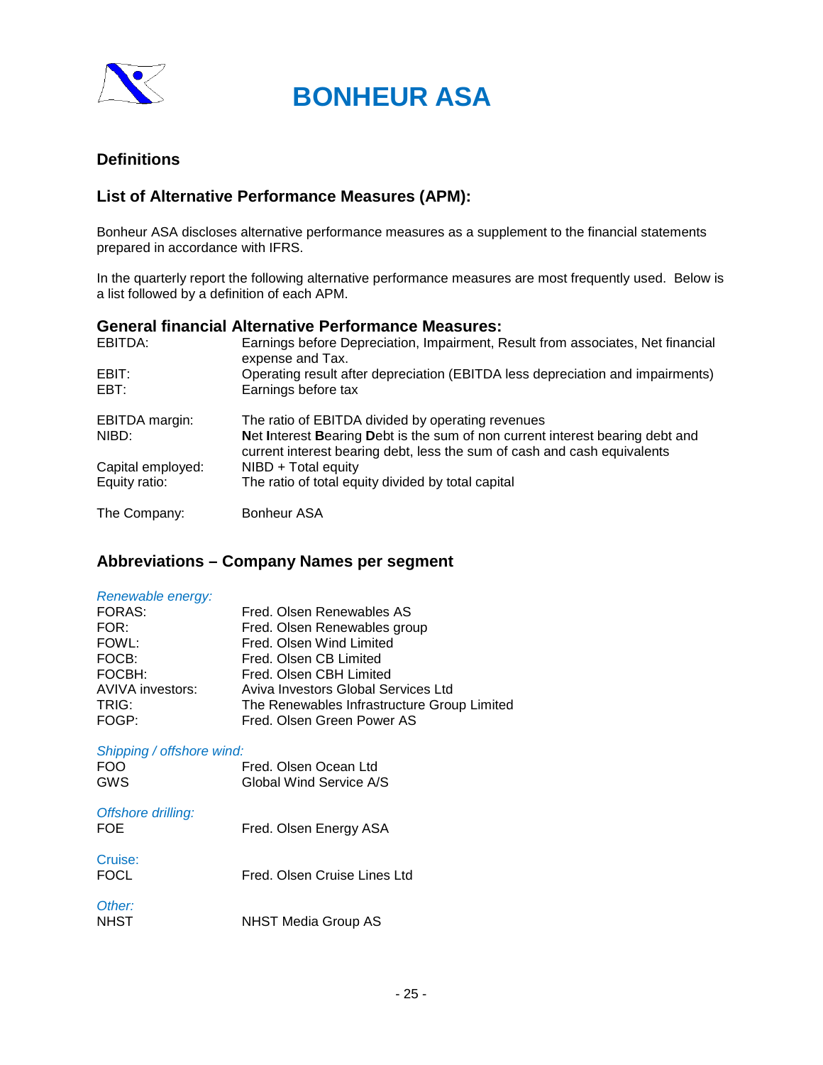# BONHEUR ASA

## Definitions

## List of Alternative Performance Measures (APM):

Bonheur ASA discloses alternative performance measures as a supplement to the financial statements prepared in accordance with IFRS.

In the quarterly report the following alternative performance measures are most frequently used. Below is a list followed by a definition of each APM.

### General financial Alternative Performance Measures:

| | |
|---|---|
| EBITDA: | Earnings before Depreciation, Impairment, Result from associates, Net financial expense and Tax. |
| EBIT: | Operating result after depreciation (EBITDA less depreciation and impairments) |
| EBT: | Earnings before tax |
| EBITDA margin: | The ratio of EBITDA divided by operating revenues |
| NIBD: | **N**et **I**nterest **B**earing **D**ebt is the sum of non current interest bearing debt and current interest bearing debt, less the sum of cash and cash equivalents |
| Capital employed: | NIBD + Total equity |
| Equity ratio: | The ratio of total equity divided by total capital |
| The Company: | Bonheur ASA |

## Abbreviations – Company Names per segment

*Renewable energy:*

| | |
|---|---|
| FORAS: | Fred. Olsen Renewables AS |
| FOR: | Fred. Olsen Renewables group |
| FOWL: | Fred. Olsen Wind Limited |
| FOCB: | Fred. Olsen CB Limited |
| FOCBH: | Fred. Olsen CBH Limited |
| AVIVA investors: | Aviva Investors Global Services Ltd |
| TRIG: | The Renewables Infrastructure Group Limited |
| FOGP: | Fred. Olsen Green Power AS |

*Shipping / offshore wind:*

| | |
|---|---|
| FOO | Fred. Olsen Ocean Ltd |
| GWS | Global Wind Service A/S |

*Offshore drilling:*

| | |
|---|---|
| FOE | Fred. Olsen Energy ASA |

Cruise:

| | |
|---|---|
| FOCL | Fred. Olsen Cruise Lines Ltd |

*Other:*

| | |
|---|---|
| NHST | NHST Media Group AS |